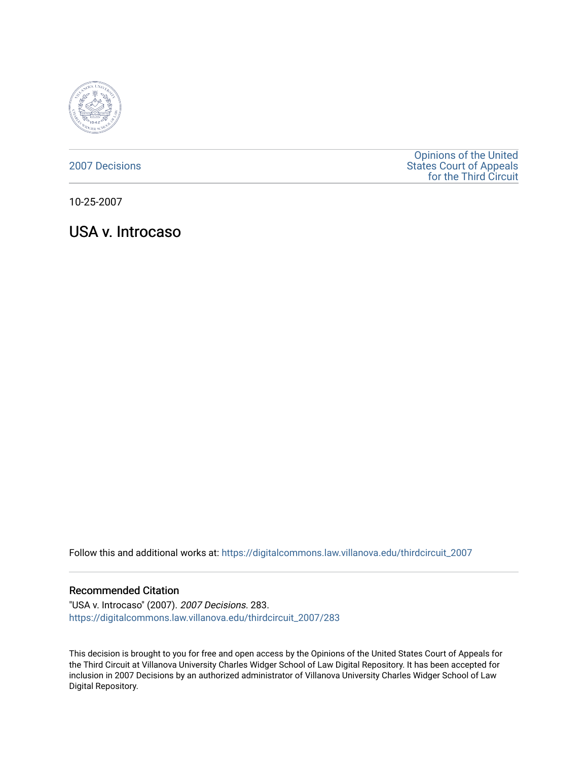2007 Decisions

Opinions of the United States Court of Appeals for the Third Circuit

10-25-2007

# USA v. Introcaso

Follow this and additional works at: https://digitalcommons.law.villanova.edu/thirdcircuit_2007

## Recommended Citation

"USA v. Introcaso" (2007). *2007 Decisions*. 283.
https://digitalcommons.law.villanova.edu/thirdcircuit_2007/283

This decision is brought to you for free and open access by the Opinions of the United States Court of Appeals for the Third Circuit at Villanova University Charles Widger School of Law Digital Repository. It has been accepted for inclusion in 2007 Decisions by an authorized administrator of Villanova University Charles Widger School of Law Digital Repository.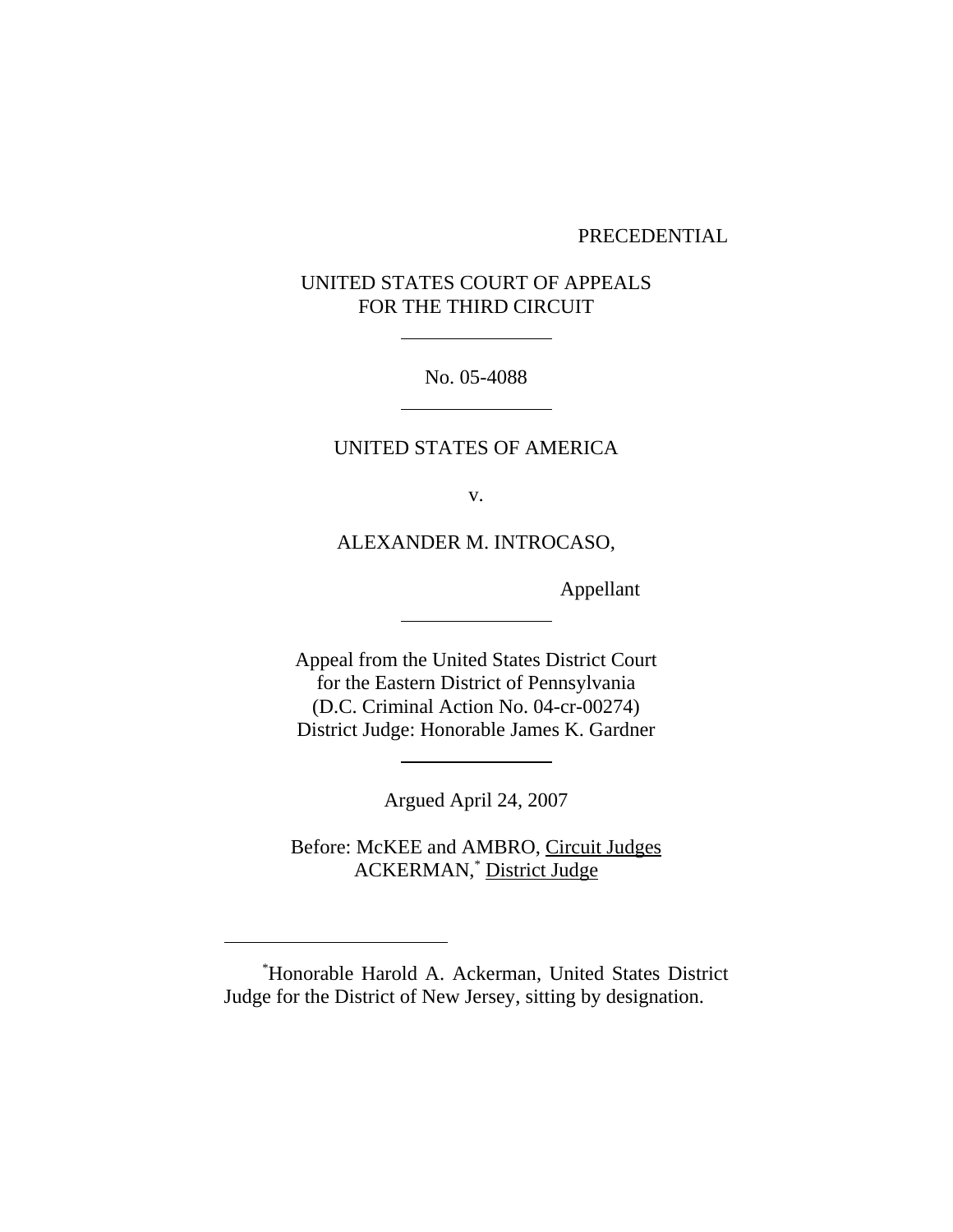PRECEDENTIAL

UNITED STATES COURT OF APPEALS
FOR THE THIRD CIRCUIT

---

No. 05-4088

---

UNITED STATES OF AMERICA

v.

ALEXANDER M. INTROCASO,

Appellant

---

Appeal from the United States District Court
for the Eastern District of Pennsylvania
(D.C. Criminal Action No. 04-cr-00274)
District Judge: Honorable James K. Gardner

---

Argued April 24, 2007

Before: McKEE and AMBRO, Circuit Judges
ACKERMAN,[*] District Judge

---

[*]Honorable Harold A. Ackerman, United States District Judge for the District of New Jersey, sitting by designation.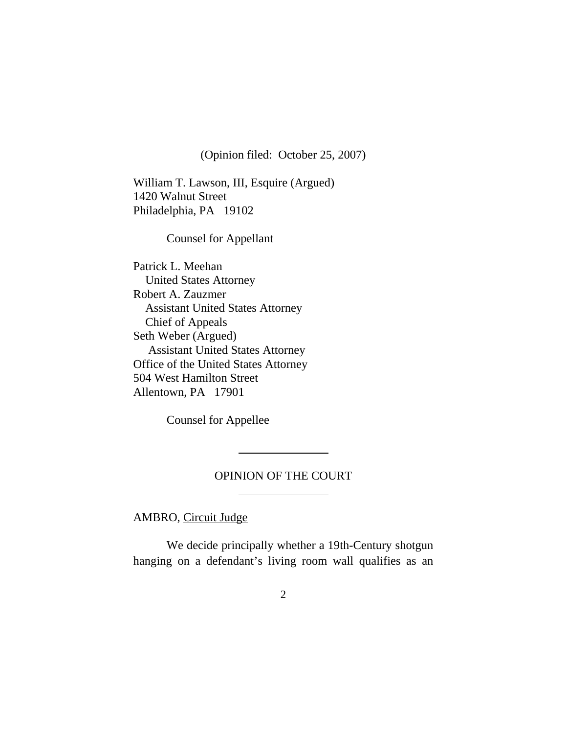(Opinion filed: October 25, 2007)

William T. Lawson, III, Esquire (Argued)
1420 Walnut Street
Philadelphia, PA 19102

Counsel for Appellant

Patrick L. Meehan
United States Attorney
Robert A. Zauzmer
Assistant United States Attorney
Chief of Appeals
Seth Weber (Argued)
Assistant United States Attorney
Office of the United States Attorney
504 West Hamilton Street
Allentown, PA 17901

Counsel for Appellee

---

OPINION OF THE COURT

---

AMBRO, Circuit Judge

We decide principally whether a 19th-Century shotgun hanging on a defendant's living room wall qualifies as an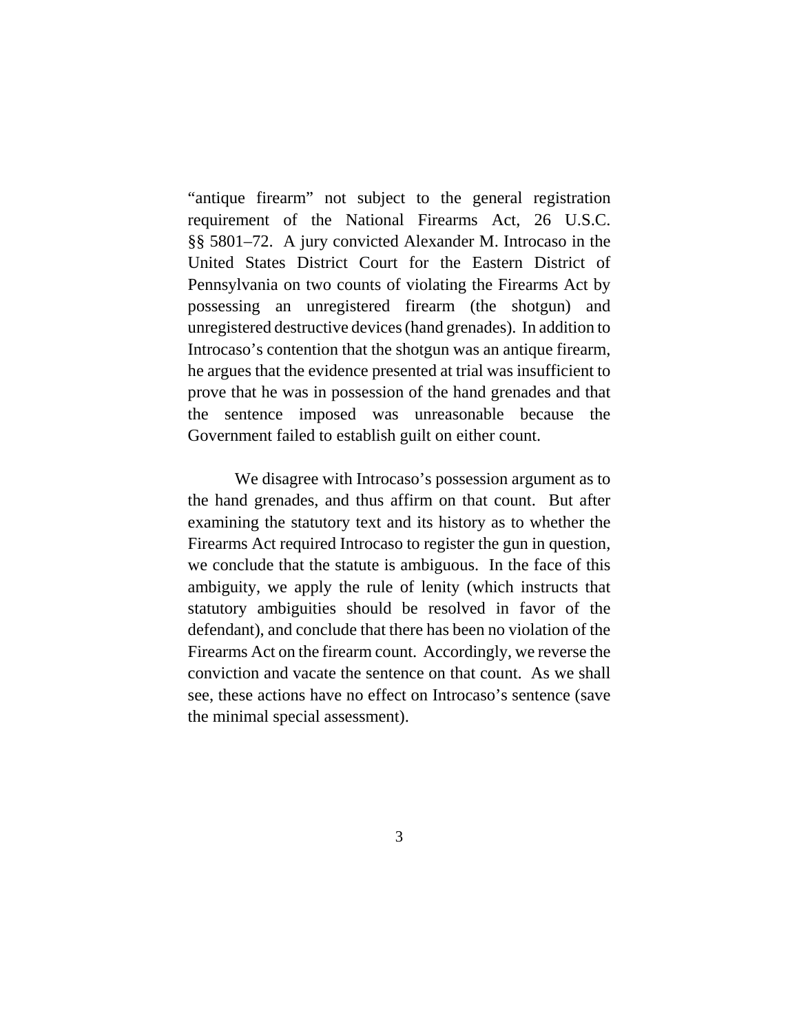"antique firearm" not subject to the general registration requirement of the National Firearms Act, 26 U.S.C. §§ 5801–72. A jury convicted Alexander M. Introcaso in the United States District Court for the Eastern District of Pennsylvania on two counts of violating the Firearms Act by possessing an unregistered firearm (the shotgun) and unregistered destructive devices (hand grenades). In addition to Introcaso's contention that the shotgun was an antique firearm, he argues that the evidence presented at trial was insufficient to prove that he was in possession of the hand grenades and that the sentence imposed was unreasonable because the Government failed to establish guilt on either count.

We disagree with Introcaso's possession argument as to the hand grenades, and thus affirm on that count. But after examining the statutory text and its history as to whether the Firearms Act required Introcaso to register the gun in question, we conclude that the statute is ambiguous. In the face of this ambiguity, we apply the rule of lenity (which instructs that statutory ambiguities should be resolved in favor of the defendant), and conclude that there has been no violation of the Firearms Act on the firearm count. Accordingly, we reverse the conviction and vacate the sentence on that count. As we shall see, these actions have no effect on Introcaso's sentence (save the minimal special assessment).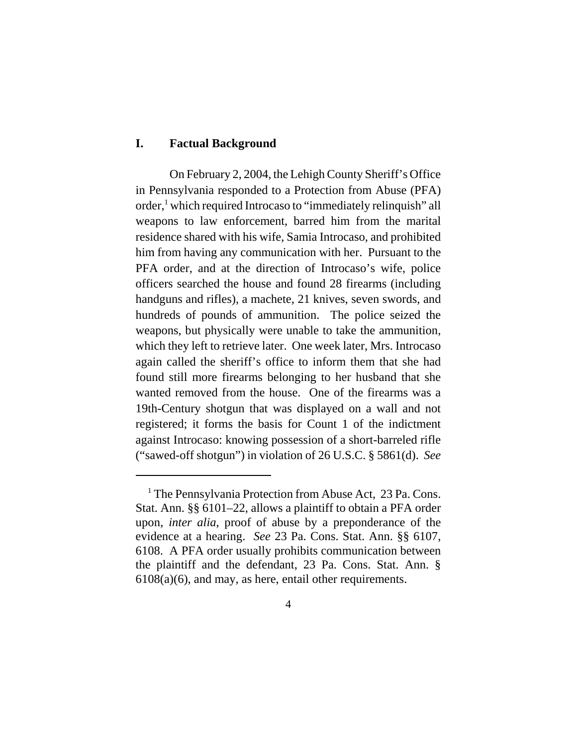## I. Factual Background

On February 2, 2004, the Lehigh County Sheriff's Office in Pennsylvania responded to a Protection from Abuse (PFA) order,[1] which required Introcaso to "immediately relinquish" all weapons to law enforcement, barred him from the marital residence shared with his wife, Samia Introcaso, and prohibited him from having any communication with her. Pursuant to the PFA order, and at the direction of Introcaso's wife, police officers searched the house and found 28 firearms (including handguns and rifles), a machete, 21 knives, seven swords, and hundreds of pounds of ammunition. The police seized the weapons, but physically were unable to take the ammunition, which they left to retrieve later. One week later, Mrs. Introcaso again called the sheriff's office to inform them that she had found still more firearms belonging to her husband that she wanted removed from the house. One of the firearms was a 19th-Century shotgun that was displayed on a wall and not registered; it forms the basis for Count 1 of the indictment against Introcaso: knowing possession of a short-barreled rifle ("sawed-off shotgun") in violation of 26 U.S.C. § 5861(d). *See*

---

[1] The Pennsylvania Protection from Abuse Act, 23 Pa. Cons. Stat. Ann. §§ 6101–22, allows a plaintiff to obtain a PFA order upon, *inter alia*, proof of abuse by a preponderance of the evidence at a hearing. *See* 23 Pa. Cons. Stat. Ann. §§ 6107, 6108. A PFA order usually prohibits communication between the plaintiff and the defendant, 23 Pa. Cons. Stat. Ann. § 6108(a)(6), and may, as here, entail other requirements.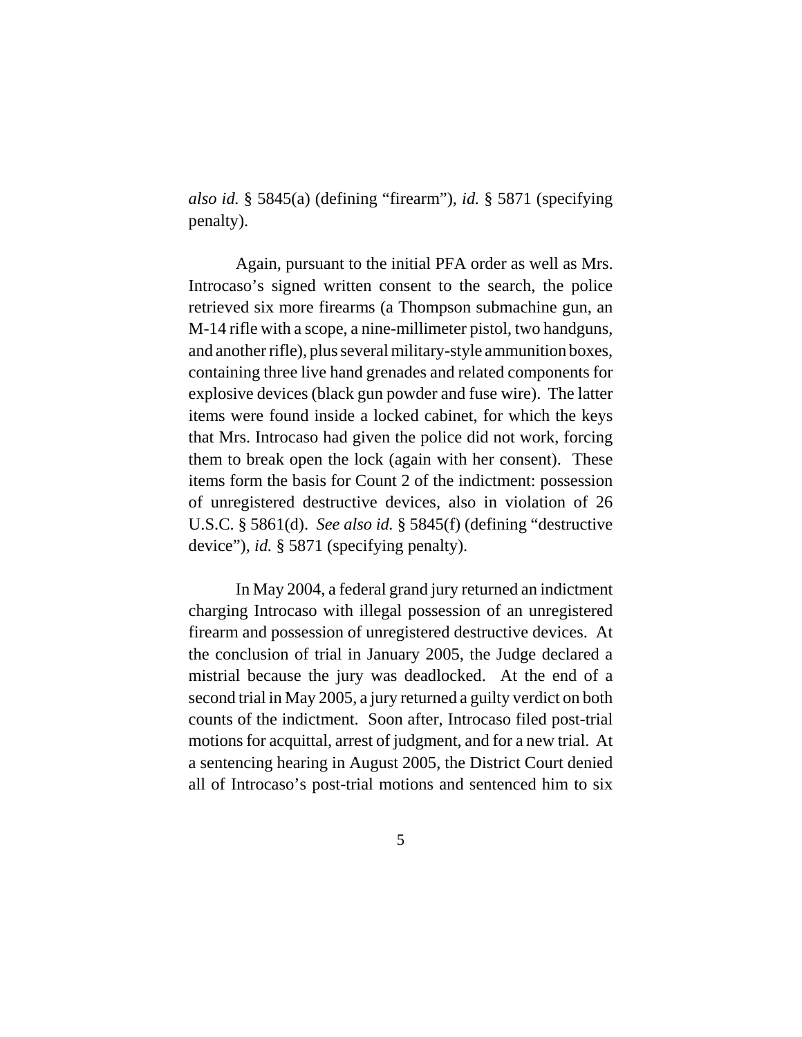*also id.* § 5845(a) (defining "firearm"), *id.* § 5871 (specifying penalty).

Again, pursuant to the initial PFA order as well as Mrs. Introcaso's signed written consent to the search, the police retrieved six more firearms (a Thompson submachine gun, an M-14 rifle with a scope, a nine-millimeter pistol, two handguns, and another rifle), plus several military-style ammunition boxes, containing three live hand grenades and related components for explosive devices (black gun powder and fuse wire). The latter items were found inside a locked cabinet, for which the keys that Mrs. Introcaso had given the police did not work, forcing them to break open the lock (again with her consent). These items form the basis for Count 2 of the indictment: possession of unregistered destructive devices, also in violation of 26 U.S.C. § 5861(d). *See also id.* § 5845(f) (defining "destructive device"), *id.* § 5871 (specifying penalty).

In May 2004, a federal grand jury returned an indictment charging Introcaso with illegal possession of an unregistered firearm and possession of unregistered destructive devices. At the conclusion of trial in January 2005, the Judge declared a mistrial because the jury was deadlocked. At the end of a second trial in May 2005, a jury returned a guilty verdict on both counts of the indictment. Soon after, Introcaso filed post-trial motions for acquittal, arrest of judgment, and for a new trial. At a sentencing hearing in August 2005, the District Court denied all of Introcaso's post-trial motions and sentenced him to six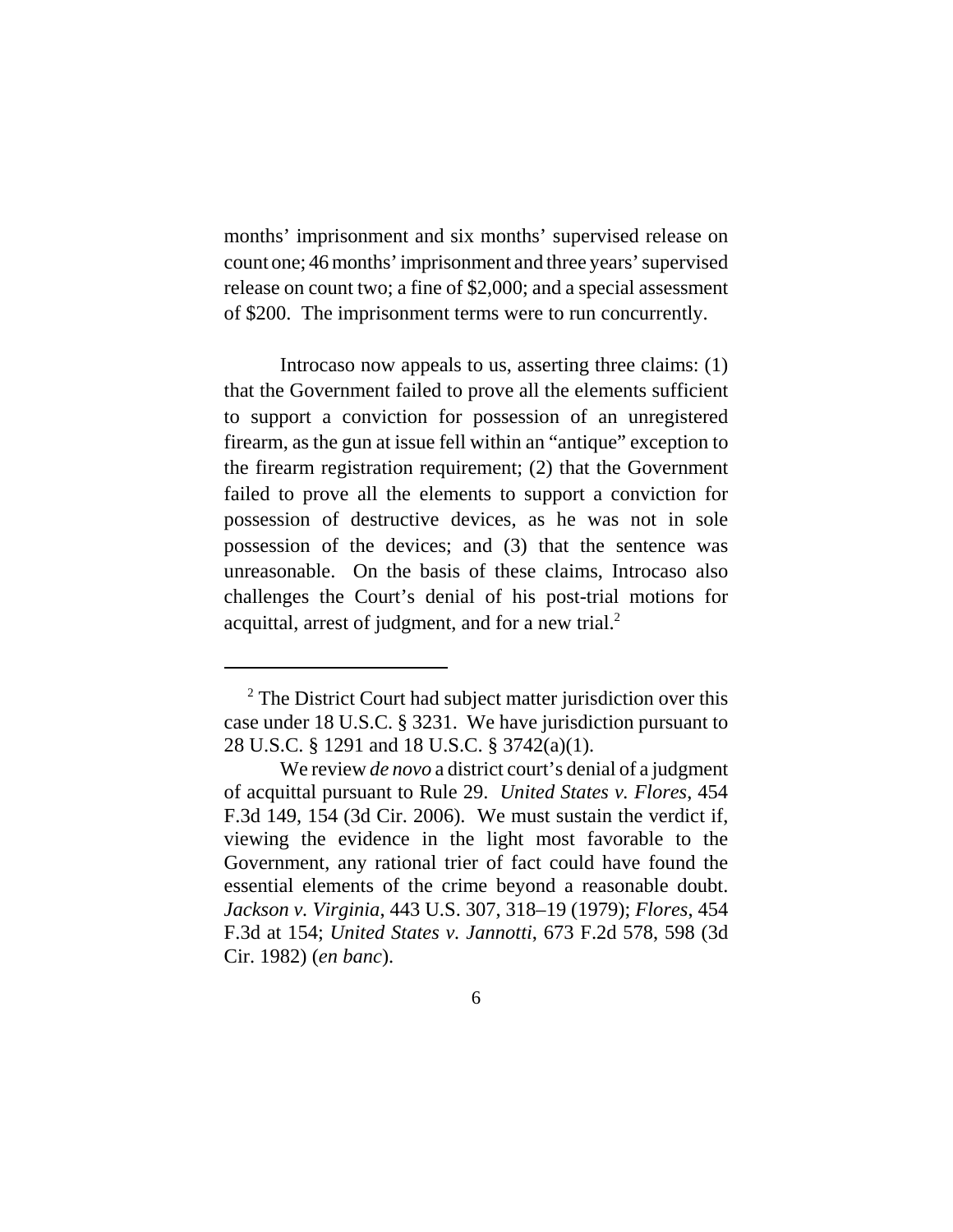months' imprisonment and six months' supervised release on count one; 46 months' imprisonment and three years' supervised release on count two; a fine of $2,000; and a special assessment of $200. The imprisonment terms were to run concurrently.

Introcaso now appeals to us, asserting three claims: (1) that the Government failed to prove all the elements sufficient to support a conviction for possession of an unregistered firearm, as the gun at issue fell within an "antique" exception to the firearm registration requirement; (2) that the Government failed to prove all the elements to support a conviction for possession of destructive devices, as he was not in sole possession of the devices; and (3) that the sentence was unreasonable. On the basis of these claims, Introcaso also challenges the Court's denial of his post-trial motions for acquittal, arrest of judgment, and for a new trial.[2]

---

[2] The District Court had subject matter jurisdiction over this case under 18 U.S.C. § 3231. We have jurisdiction pursuant to 28 U.S.C. § 1291 and 18 U.S.C. § 3742(a)(1).

We review *de novo* a district court's denial of a judgment of acquittal pursuant to Rule 29. *United States v. Flores*, 454 F.3d 149, 154 (3d Cir. 2006). We must sustain the verdict if, viewing the evidence in the light most favorable to the Government, any rational trier of fact could have found the essential elements of the crime beyond a reasonable doubt. *Jackson v. Virginia*, 443 U.S. 307, 318–19 (1979); *Flores*, 454 F.3d at 154; *United States v. Jannotti*, 673 F.2d 578, 598 (3d Cir. 1982) (*en banc*).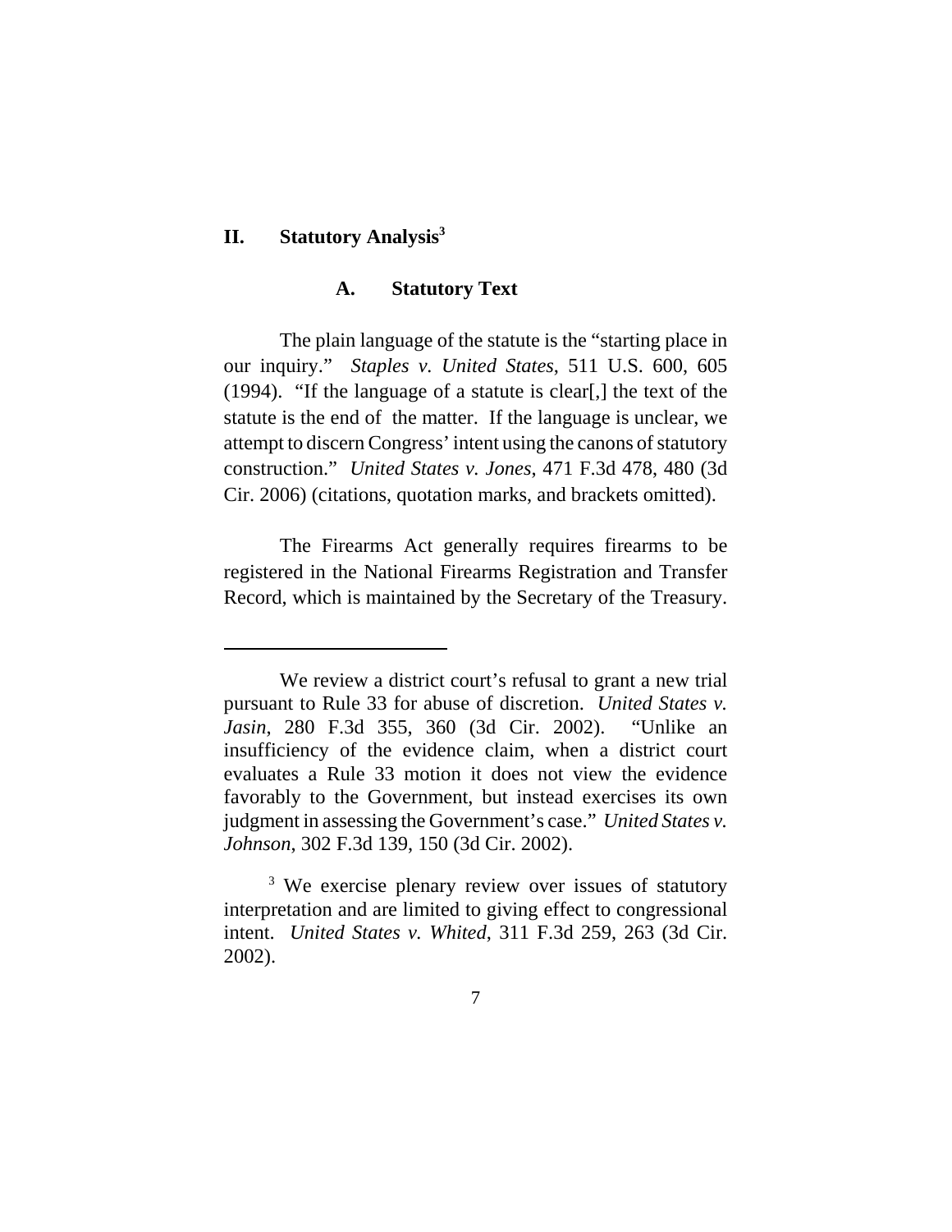## II. Statutory Analysis[3]

### A. Statutory Text

The plain language of the statute is the "starting place in our inquiry." *Staples v. United States*, 511 U.S. 600, 605 (1994). "If the language of a statute is clear[,] the text of the statute is the end of the matter. If the language is unclear, we attempt to discern Congress' intent using the canons of statutory construction." *United States v. Jones*, 471 F.3d 478, 480 (3d Cir. 2006) (citations, quotation marks, and brackets omitted).

The Firearms Act generally requires firearms to be registered in the National Firearms Registration and Transfer Record, which is maintained by the Secretary of the Treasury.

---

We review a district court's refusal to grant a new trial pursuant to Rule 33 for abuse of discretion. *United States v. Jasin*, 280 F.3d 355, 360 (3d Cir. 2002). "Unlike an insufficiency of the evidence claim, when a district court evaluates a Rule 33 motion it does not view the evidence favorably to the Government, but instead exercises its own judgment in assessing the Government's case." *United States v. Johnson*, 302 F.3d 139, 150 (3d Cir. 2002).

[3] We exercise plenary review over issues of statutory interpretation and are limited to giving effect to congressional intent. *United States v. Whited*, 311 F.3d 259, 263 (3d Cir. 2002).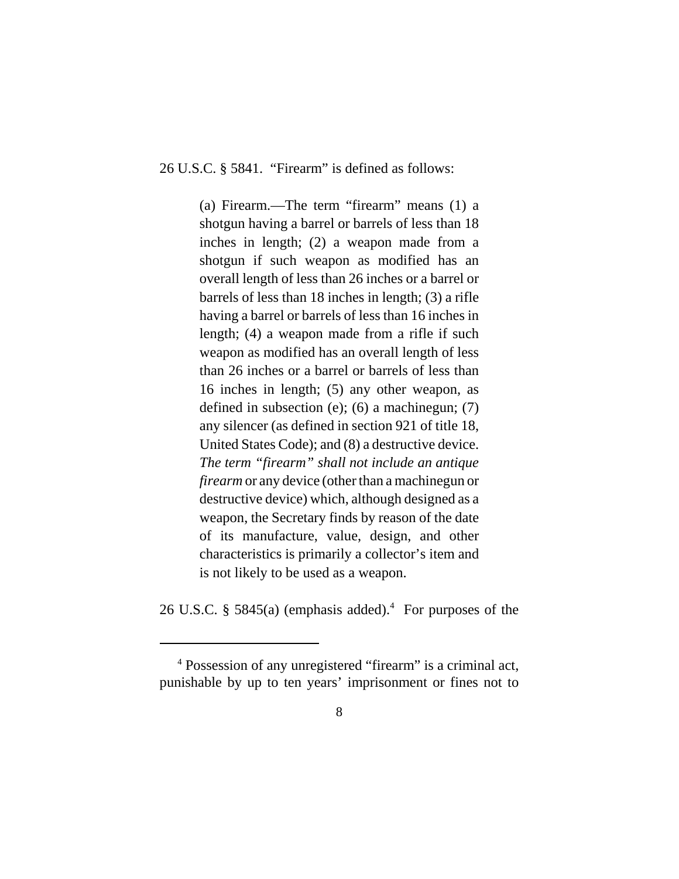26 U.S.C. § 5841. "Firearm" is defined as follows:

> (a) Firearm.—The term "firearm" means (1) a shotgun having a barrel or barrels of less than 18 inches in length; (2) a weapon made from a shotgun if such weapon as modified has an overall length of less than 26 inches or a barrel or barrels of less than 18 inches in length; (3) a rifle having a barrel or barrels of less than 16 inches in length; (4) a weapon made from a rifle if such weapon as modified has an overall length of less than 26 inches or a barrel or barrels of less than 16 inches in length; (5) any other weapon, as defined in subsection (e); (6) a machinegun; (7) any silencer (as defined in section 921 of title 18, United States Code); and (8) a destructive device. *The term "firearm" shall not include an antique firearm* or any device (other than a machinegun or destructive device) which, although designed as a weapon, the Secretary finds by reason of the date of its manufacture, value, design, and other characteristics is primarily a collector's item and is not likely to be used as a weapon.

26 U.S.C. § 5845(a) (emphasis added).[4] For purposes of the

---

[4] Possession of any unregistered "firearm" is a criminal act, punishable by up to ten years' imprisonment or fines not to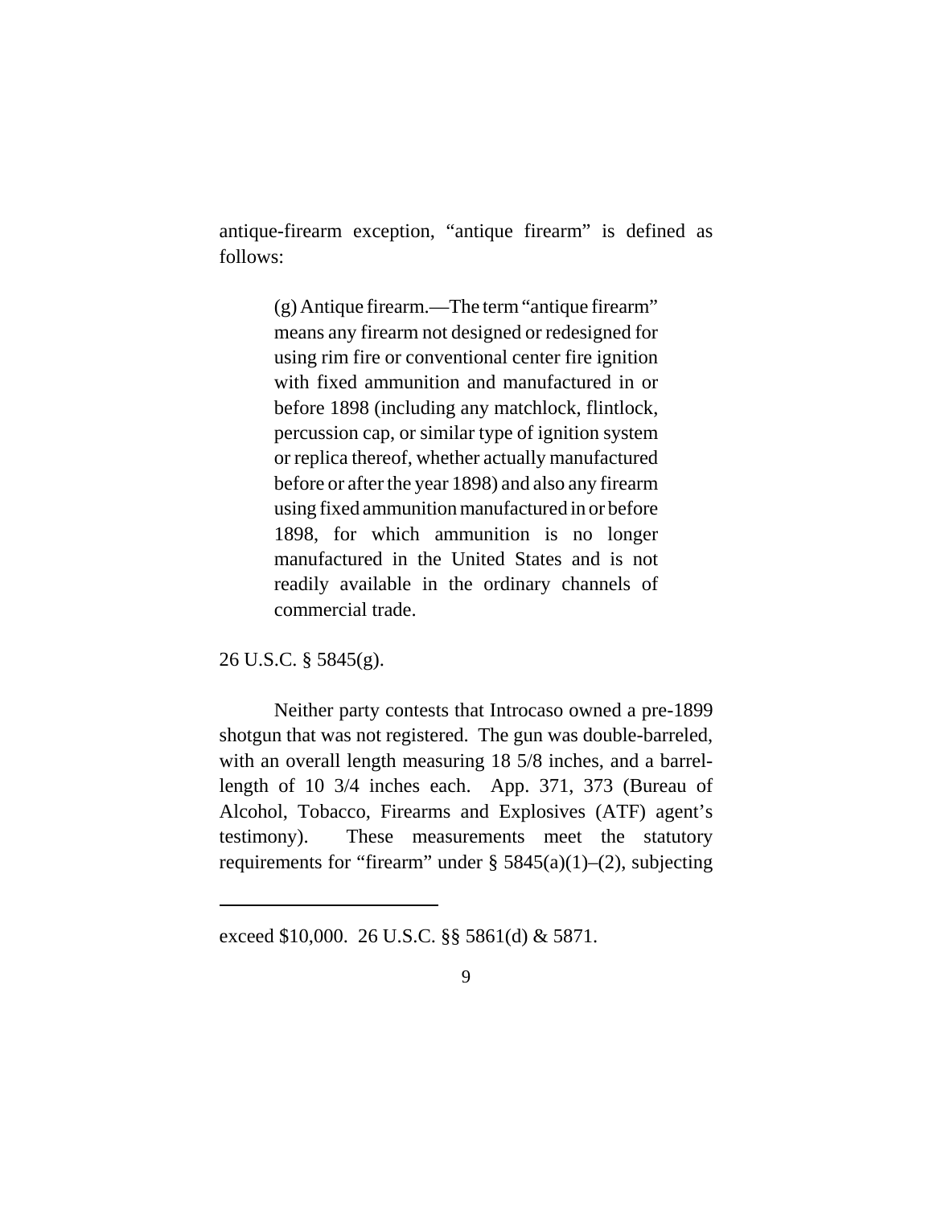antique-firearm exception, "antique firearm" is defined as follows:

> (g) Antique firearm.—The term "antique firearm" means any firearm not designed or redesigned for using rim fire or conventional center fire ignition with fixed ammunition and manufactured in or before 1898 (including any matchlock, flintlock, percussion cap, or similar type of ignition system or replica thereof, whether actually manufactured before or after the year 1898) and also any firearm using fixed ammunition manufactured in or before 1898, for which ammunition is no longer manufactured in the United States and is not readily available in the ordinary channels of commercial trade.

26 U.S.C. § 5845(g).

Neither party contests that Introcaso owned a pre-1899 shotgun that was not registered. The gun was double-barreled, with an overall length measuring 18 5/8 inches, and a barrel-length of 10 3/4 inches each. App. 371, 373 (Bureau of Alcohol, Tobacco, Firearms and Explosives (ATF) agent's testimony). These measurements meet the statutory requirements for "firearm" under § 5845(a)(1)–(2), subjecting

---

exceed $10,000. 26 U.S.C. §§ 5861(d) & 5871.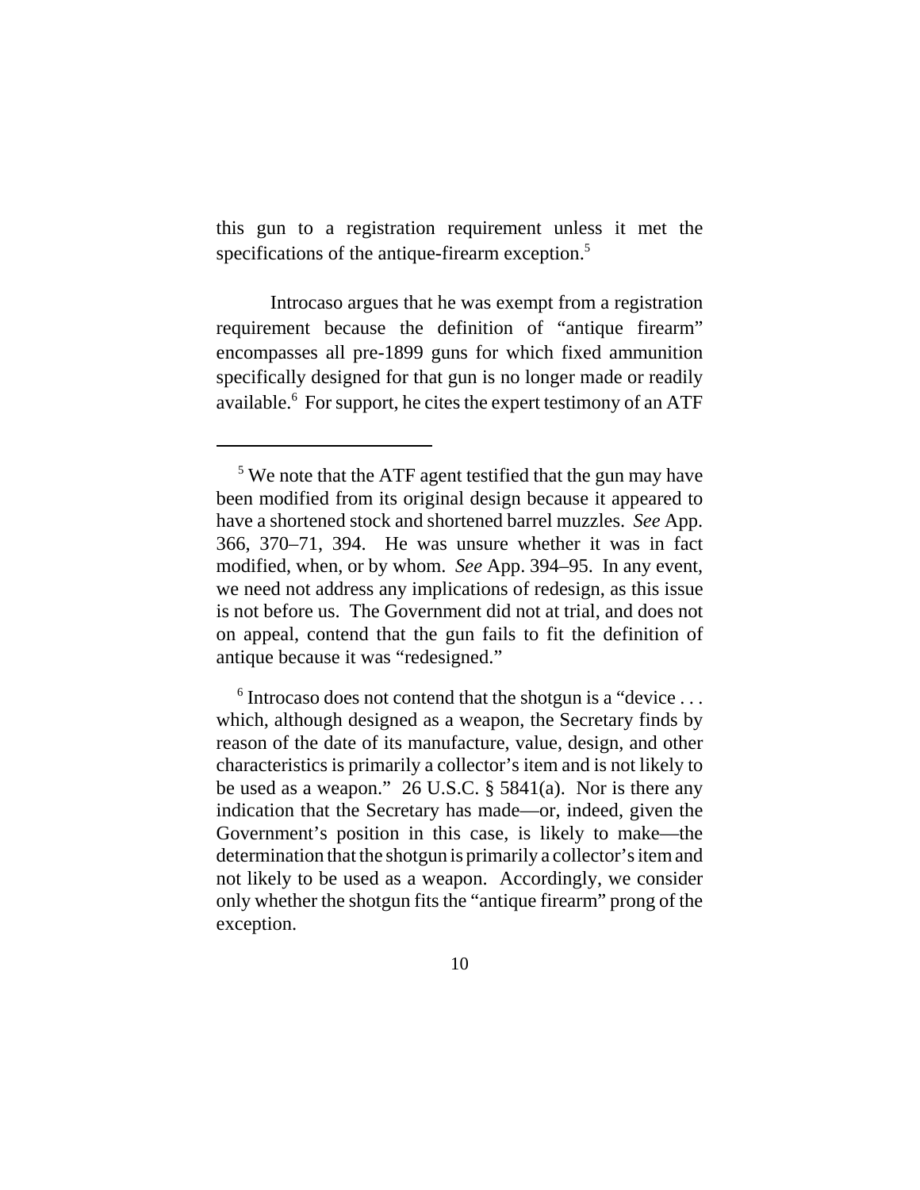this gun to a registration requirement unless it met the specifications of the antique-firearm exception.[5]

Introcaso argues that he was exempt from a registration requirement because the definition of "antique firearm" encompasses all pre-1899 guns for which fixed ammunition specifically designed for that gun is no longer made or readily available.[6] For support, he cites the expert testimony of an ATF

---

[5] We note that the ATF agent testified that the gun may have been modified from its original design because it appeared to have a shortened stock and shortened barrel muzzles. *See* App. 366, 370–71, 394. He was unsure whether it was in fact modified, when, or by whom. *See* App. 394–95. In any event, we need not address any implications of redesign, as this issue is not before us. The Government did not at trial, and does not on appeal, contend that the gun fails to fit the definition of antique because it was "redesigned."

[6] Introcaso does not contend that the shotgun is a "device . . . which, although designed as a weapon, the Secretary finds by reason of the date of its manufacture, value, design, and other characteristics is primarily a collector's item and is not likely to be used as a weapon." 26 U.S.C. § 5841(a). Nor is there any indication that the Secretary has made—or, indeed, given the Government's position in this case, is likely to make—the determination that the shotgun is primarily a collector's item and not likely to be used as a weapon. Accordingly, we consider only whether the shotgun fits the "antique firearm" prong of the exception.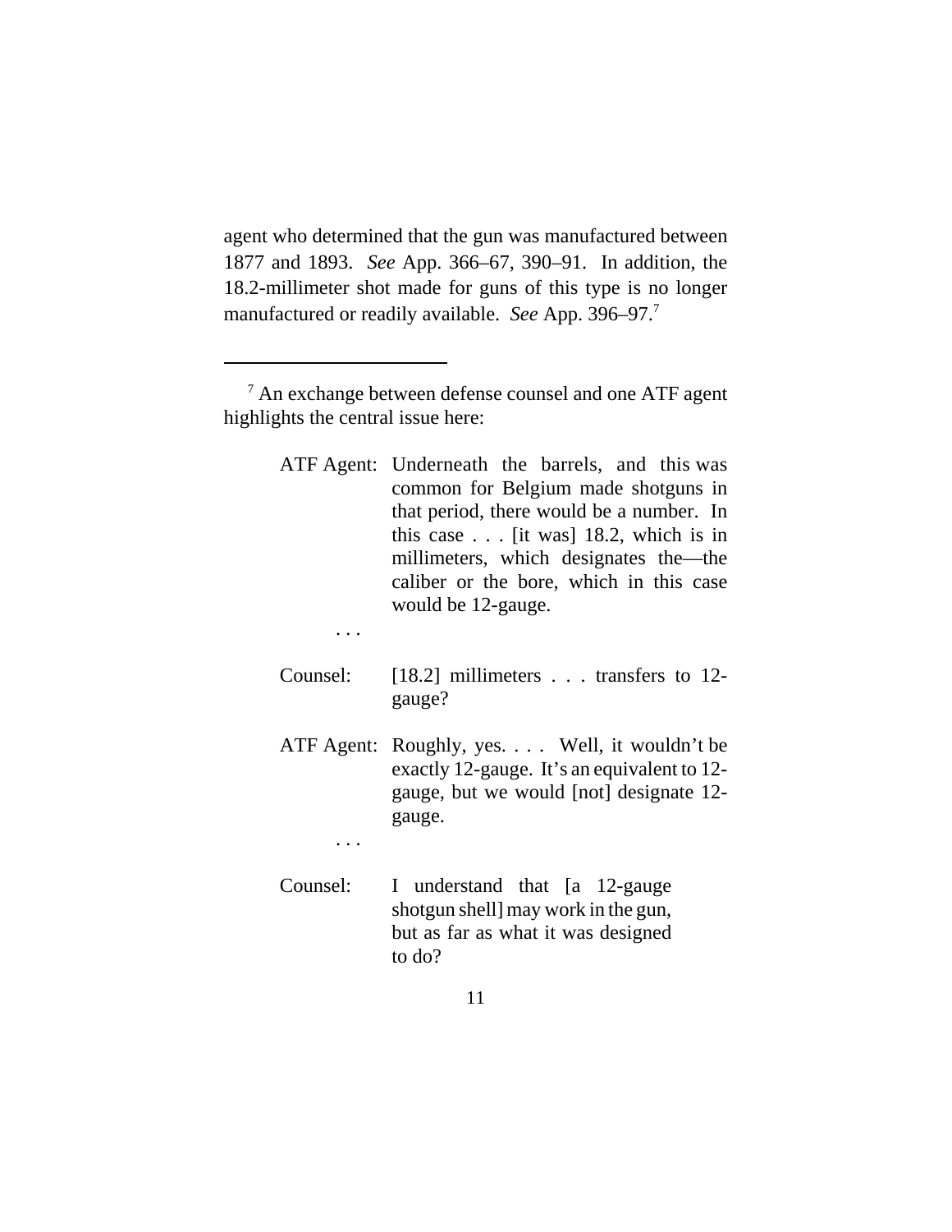agent who determined that the gun was manufactured between 1877 and 1893. *See* App. 366–67, 390–91. In addition, the 18.2-millimeter shot made for guns of this type is no longer manufactured or readily available. *See* App. 396–97.[7]

---

[7] An exchange between defense counsel and one ATF agent highlights the central issue here:

> ATF Agent: Underneath the barrels, and this was common for Belgium made shotguns in that period, there would be a number. In this case . . . [it was] 18.2, which is in millimeters, which designates the—the caliber or the bore, which in this case would be 12-gauge.
>
> . . .
>
> Counsel: [18.2] millimeters . . . transfers to 12-gauge?
>
> ATF Agent: Roughly, yes. . . . Well, it wouldn't be exactly 12-gauge. It's an equivalent to 12-gauge, but we would [not] designate 12-gauge.
>
> . . .
>
> Counsel: I understand that [a 12-gauge shotgun shell] may work in the gun, but as far as what it was designed to do?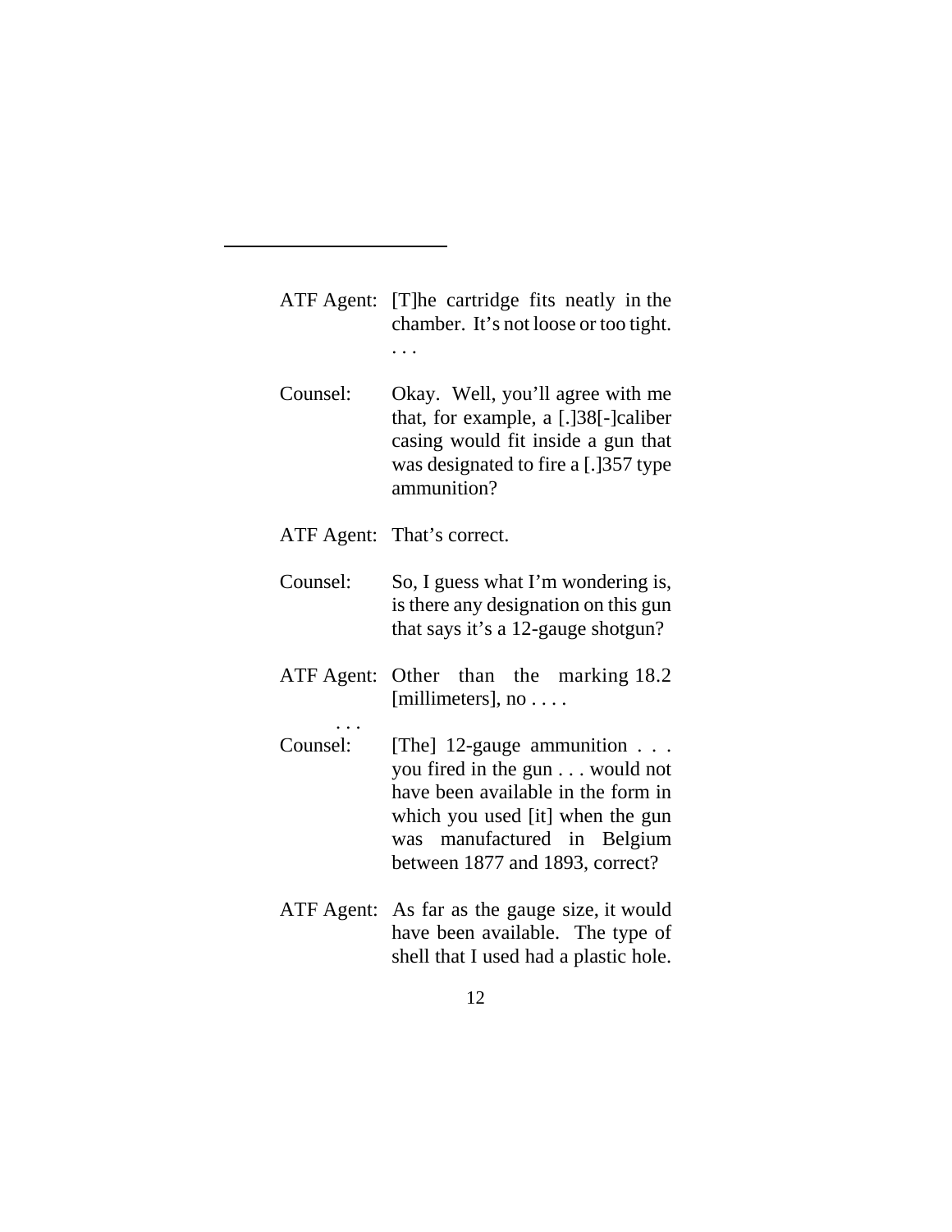---

ATF Agent: [T]he cartridge fits neatly in the chamber. It's not loose or too tight. . . .

Counsel: Okay. Well, you'll agree with me that, for example, a [.]38[-]caliber casing would fit inside a gun that was designated to fire a [.]357 type ammunition?

ATF Agent: That's correct.

Counsel: So, I guess what I'm wondering is, is there any designation on this gun that says it's a 12-gauge shotgun?

ATF Agent: Other than the marking 18.2 [millimeters], no . . . .

. . .

Counsel: [The] 12-gauge ammunition . . . you fired in the gun . . . would not have been available in the form in which you used [it] when the gun was manufactured in Belgium between 1877 and 1893, correct?

ATF Agent: As far as the gauge size, it would have been available. The type of shell that I used had a plastic hole.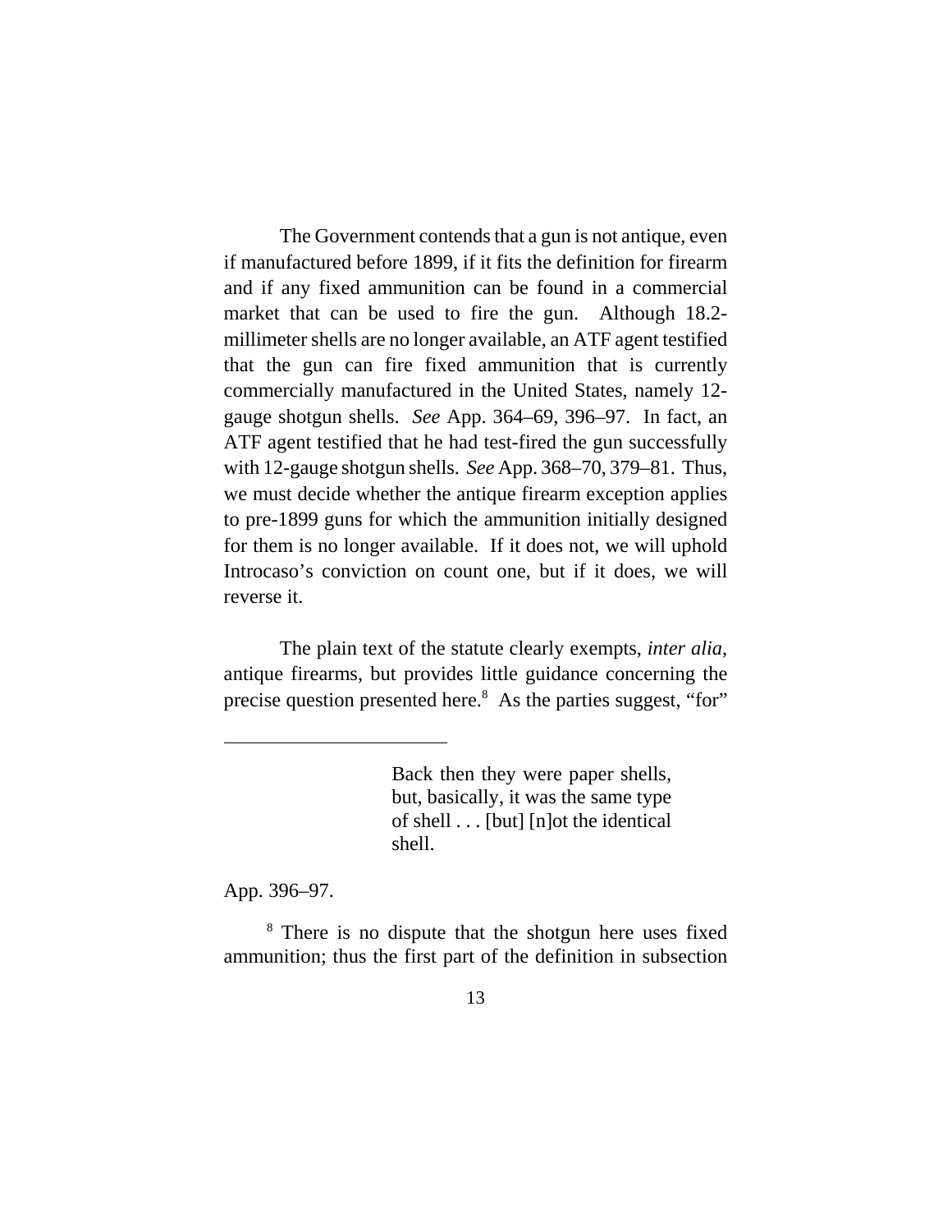The Government contends that a gun is not antique, even if manufactured before 1899, if it fits the definition for firearm and if any fixed ammunition can be found in a commercial market that can be used to fire the gun. Although 18.2-millimeter shells are no longer available, an ATF agent testified that the gun can fire fixed ammunition that is currently commercially manufactured in the United States, namely 12-gauge shotgun shells. *See* App. 364–69, 396–97. In fact, an ATF agent testified that he had test-fired the gun successfully with 12-gauge shotgun shells. *See* App. 368–70, 379–81. Thus, we must decide whether the antique firearm exception applies to pre-1899 guns for which the ammunition initially designed for them is no longer available. If it does not, we will uphold Introcaso's conviction on count one, but if it does, we will reverse it.

The plain text of the statute clearly exempts, *inter alia*, antique firearms, but provides little guidance concerning the precise question presented here.[8] As the parties suggest, "for"

---

> Back then they were paper shells, but, basically, it was the same type of shell . . . [but] [n]ot the identical shell.

App. 396–97.

[8] There is no dispute that the shotgun here uses fixed ammunition; thus the first part of the definition in subsection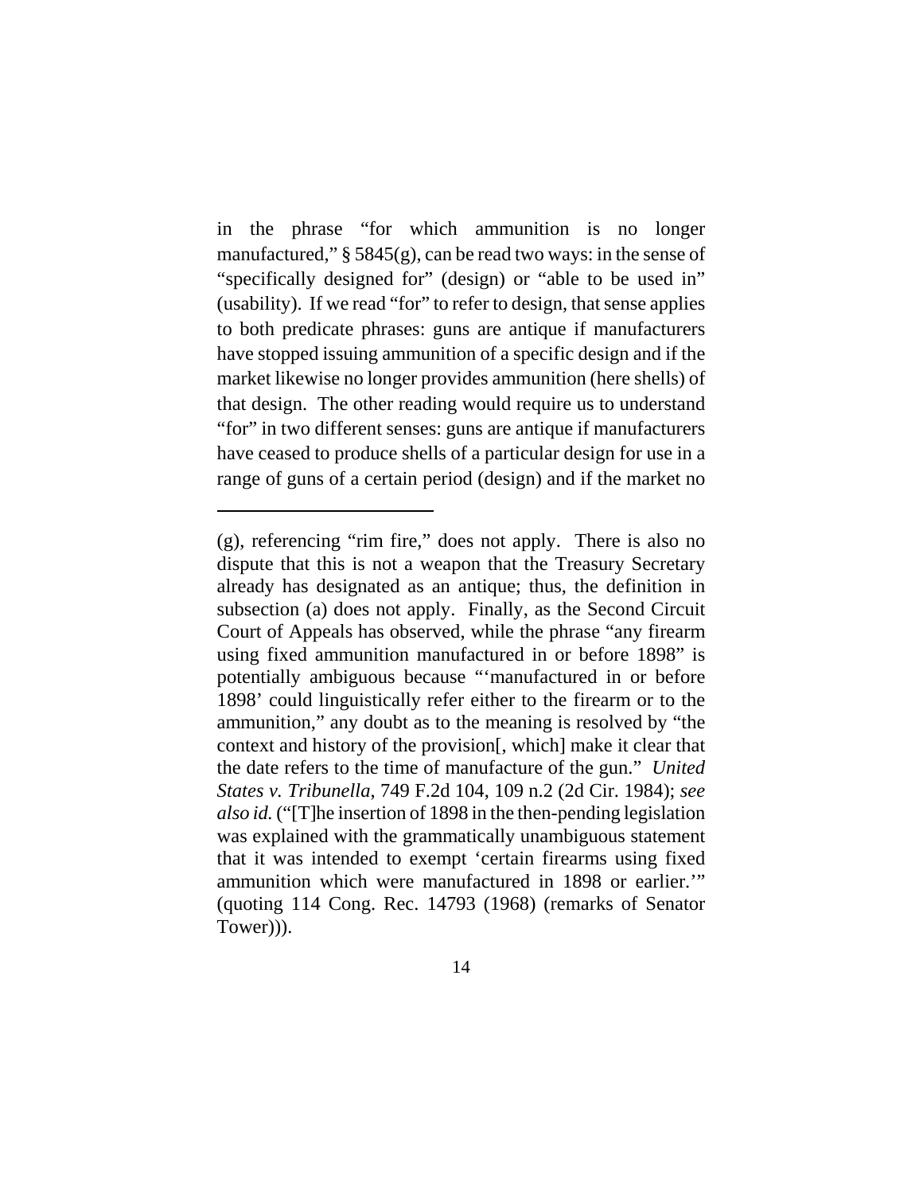in the phrase "for which ammunition is no longer manufactured," § 5845(g), can be read two ways: in the sense of "specifically designed for" (design) or "able to be used in" (usability). If we read "for" to refer to design, that sense applies to both predicate phrases: guns are antique if manufacturers have stopped issuing ammunition of a specific design and if the market likewise no longer provides ammunition (here shells) of that design. The other reading would require us to understand "for" in two different senses: guns are antique if manufacturers have ceased to produce shells of a particular design for use in a range of guns of a certain period (design) and if the market no

---

(g), referencing "rim fire," does not apply. There is also no dispute that this is not a weapon that the Treasury Secretary already has designated as an antique; thus, the definition in subsection (a) does not apply. Finally, as the Second Circuit Court of Appeals has observed, while the phrase "any firearm using fixed ammunition manufactured in or before 1898" is potentially ambiguous because "'manufactured in or before 1898' could linguistically refer either to the firearm or to the ammunition," any doubt as to the meaning is resolved by "the context and history of the provision[, which] make it clear that the date refers to the time of manufacture of the gun." *United States v. Tribunella*, 749 F.2d 104, 109 n.2 (2d Cir. 1984); *see also id.* ("[T]he insertion of 1898 in the then-pending legislation was explained with the grammatically unambiguous statement that it was intended to exempt 'certain firearms using fixed ammunition which were manufactured in 1898 or earlier.'" (quoting 114 Cong. Rec. 14793 (1968) (remarks of Senator Tower))).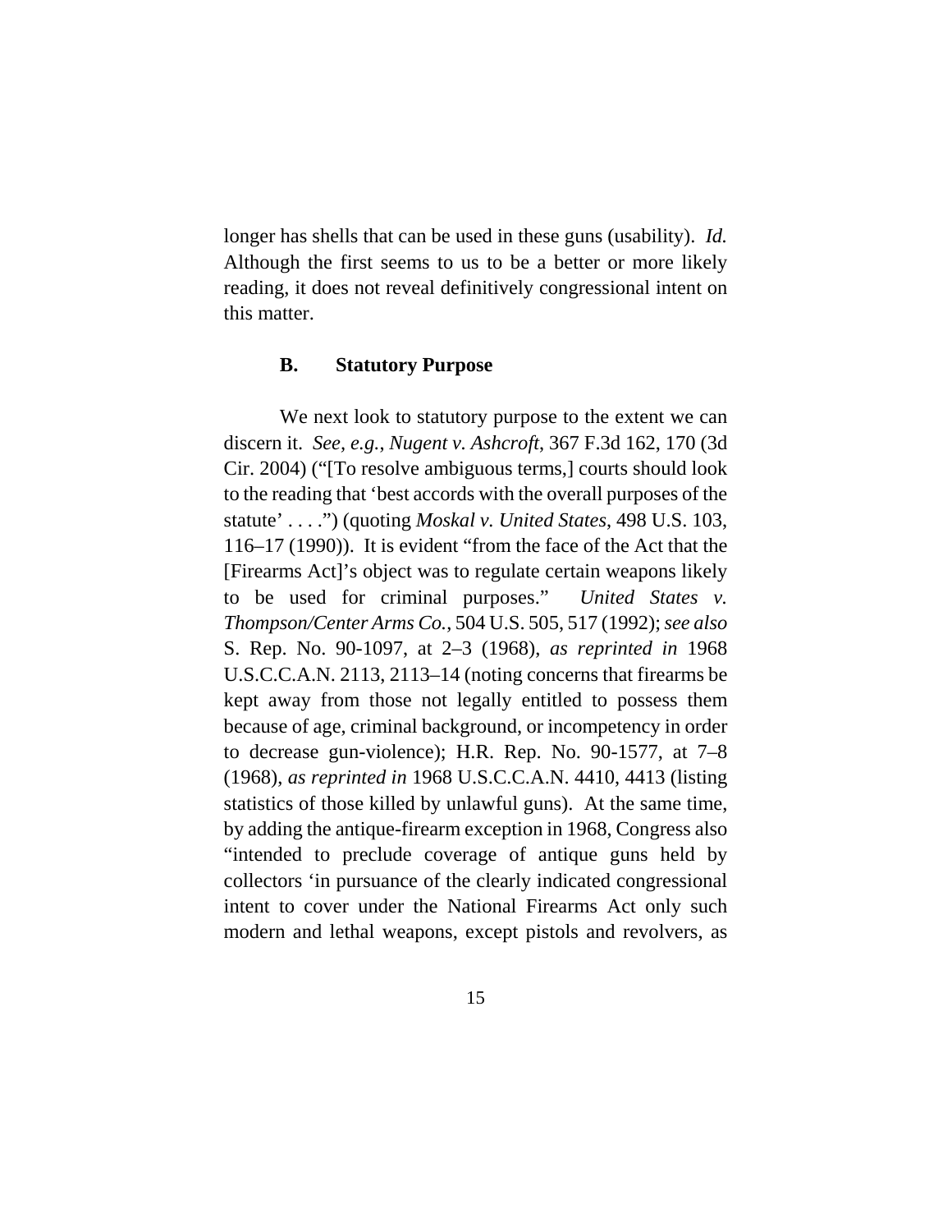longer has shells that can be used in these guns (usability). *Id.* Although the first seems to us to be a better or more likely reading, it does not reveal definitively congressional intent on this matter.

### B. Statutory Purpose

We next look to statutory purpose to the extent we can discern it. *See, e.g.*, *Nugent v. Ashcroft*, 367 F.3d 162, 170 (3d Cir. 2004) ("[To resolve ambiguous terms,] courts should look to the reading that 'best accords with the overall purposes of the statute' . . . .") (quoting *Moskal v. United States*, 498 U.S. 103, 116–17 (1990)). It is evident "from the face of the Act that the [Firearms Act]'s object was to regulate certain weapons likely to be used for criminal purposes." *United States v. Thompson/Center Arms Co.*, 504 U.S. 505, 517 (1992); *see also* S. Rep. No. 90-1097, at 2–3 (1968), *as reprinted in* 1968 U.S.C.C.A.N. 2113, 2113–14 (noting concerns that firearms be kept away from those not legally entitled to possess them because of age, criminal background, or incompetency in order to decrease gun-violence); H.R. Rep. No. 90-1577, at 7–8 (1968), *as reprinted in* 1968 U.S.C.C.A.N. 4410, 4413 (listing statistics of those killed by unlawful guns). At the same time, by adding the antique-firearm exception in 1968, Congress also "intended to preclude coverage of antique guns held by collectors 'in pursuance of the clearly indicated congressional intent to cover under the National Firearms Act only such modern and lethal weapons, except pistols and revolvers, as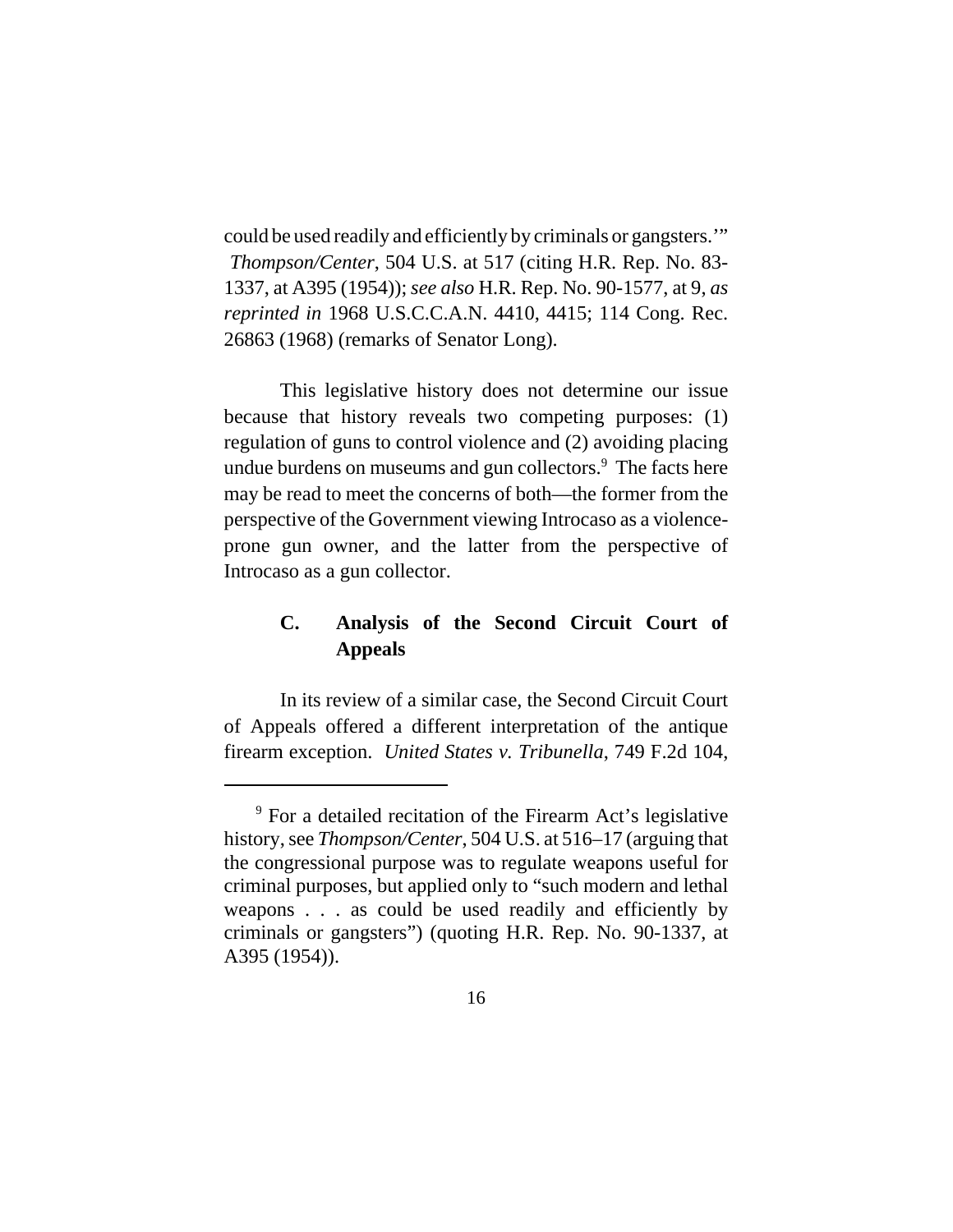could be used readily and efficiently by criminals or gangsters.'" *Thompson/Center*, 504 U.S. at 517 (citing H.R. Rep. No. 83-1337, at A395 (1954)); *see also* H.R. Rep. No. 90-1577, at 9, *as reprinted in* 1968 U.S.C.C.A.N. 4410, 4415; 114 Cong. Rec. 26863 (1968) (remarks of Senator Long).

This legislative history does not determine our issue because that history reveals two competing purposes: (1) regulation of guns to control violence and (2) avoiding placing undue burdens on museums and gun collectors.[9] The facts here may be read to meet the concerns of both—the former from the perspective of the Government viewing Introcaso as a violence-prone gun owner, and the latter from the perspective of Introcaso as a gun collector.

### C. Analysis of the Second Circuit Court of Appeals

In its review of a similar case, the Second Circuit Court of Appeals offered a different interpretation of the antique firearm exception. *United States v. Tribunella*, 749 F.2d 104,

[9] For a detailed recitation of the Firearm Act's legislative history, see *Thompson/Center*, 504 U.S. at 516–17 (arguing that the congressional purpose was to regulate weapons useful for criminal purposes, but applied only to "such modern and lethal weapons . . . as could be used readily and efficiently by criminals or gangsters") (quoting H.R. Rep. No. 90-1337, at A395 (1954)).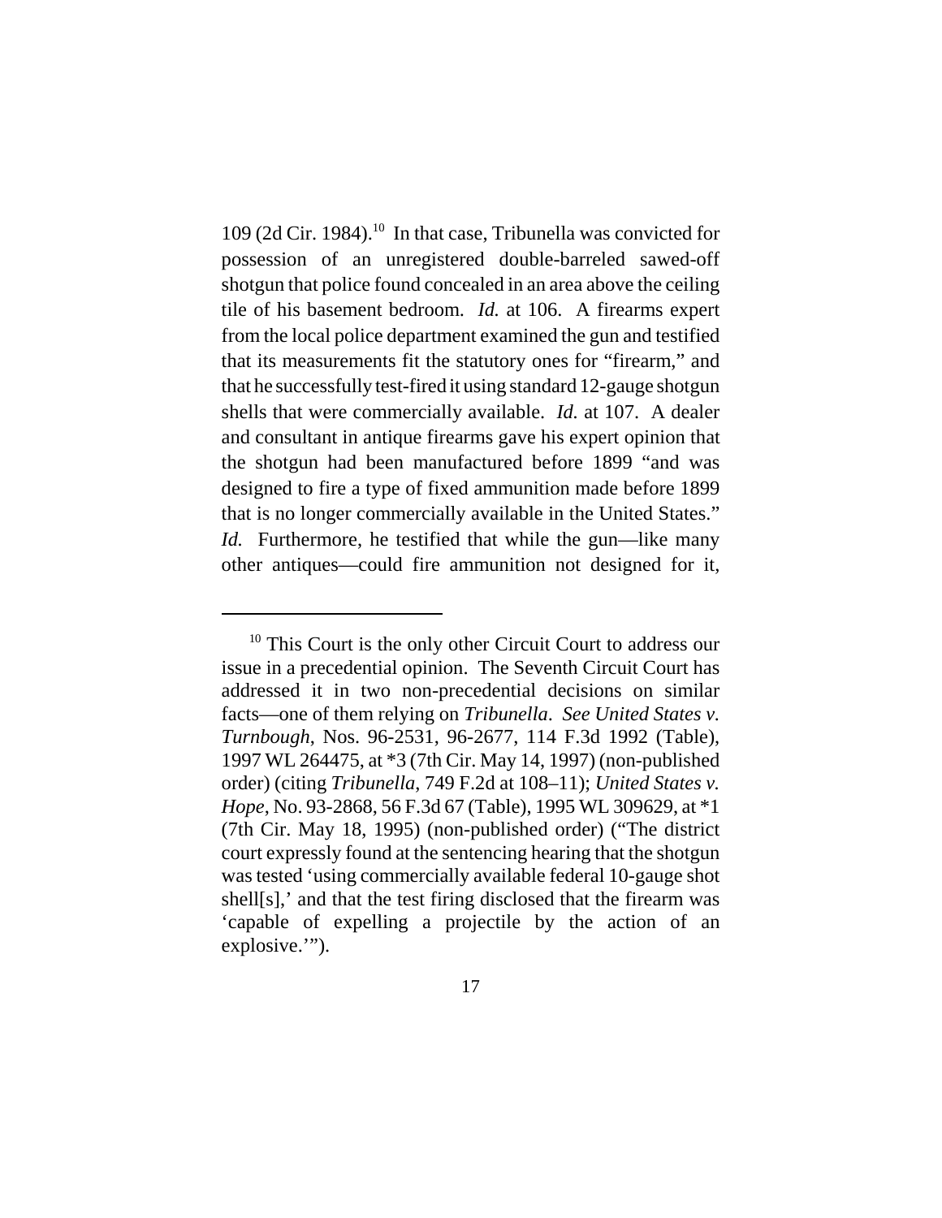109 (2d Cir. 1984).[10] In that case, Tribunella was convicted for possession of an unregistered double-barreled sawed-off shotgun that police found concealed in an area above the ceiling tile of his basement bedroom. *Id.* at 106. A firearms expert from the local police department examined the gun and testified that its measurements fit the statutory ones for "firearm," and that he successfully test-fired it using standard 12-gauge shotgun shells that were commercially available. *Id.* at 107. A dealer and consultant in antique firearms gave his expert opinion that the shotgun had been manufactured before 1899 "and was designed to fire a type of fixed ammunition made before 1899 that is no longer commercially available in the United States." *Id.* Furthermore, he testified that while the gun—like many other antiques—could fire ammunition not designed for it,

---

[10] This Court is the only other Circuit Court to address our issue in a precedential opinion. The Seventh Circuit Court has addressed it in two non-precedential decisions on similar facts—one of them relying on *Tribunella*. *See United States v. Turnbough*, Nos. 96-2531, 96-2677, 114 F.3d 1992 (Table), 1997 WL 264475, at *3 (7th Cir. May 14, 1997) (non-published order) (citing *Tribunella*, 749 F.2d at 108–11); *United States v. Hope*, No. 93-2868, 56 F.3d 67 (Table), 1995 WL 309629, at *1 (7th Cir. May 18, 1995) (non-published order) ("The district court expressly found at the sentencing hearing that the shotgun was tested 'using commercially available federal 10-gauge shot shell[s],' and that the test firing disclosed that the firearm was 'capable of expelling a projectile by the action of an explosive.'").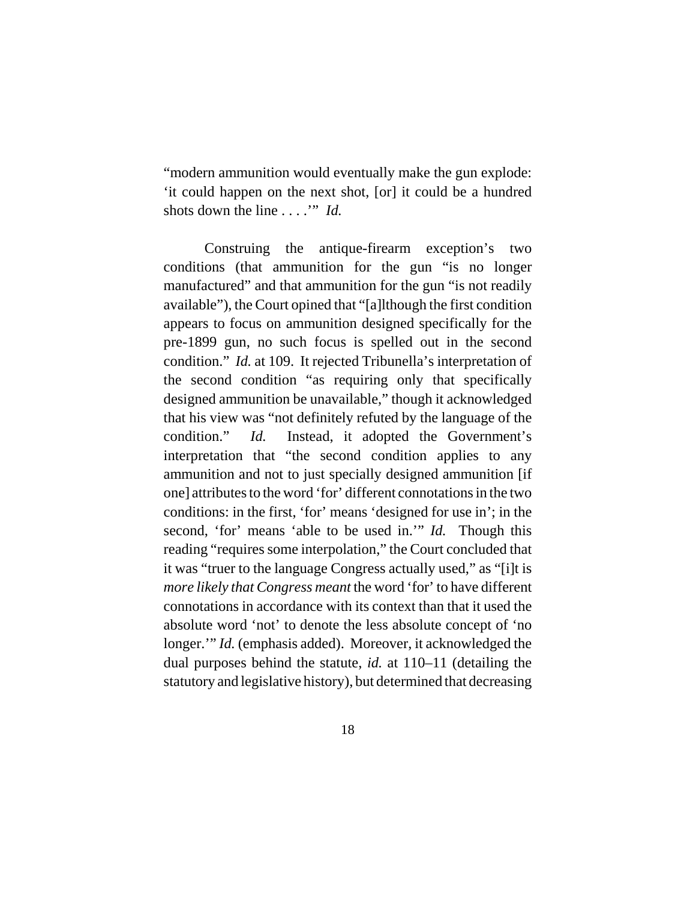"modern ammunition would eventually make the gun explode: 'it could happen on the next shot, [or] it could be a hundred shots down the line . . . .'" *Id.*

Construing the antique-firearm exception's two conditions (that ammunition for the gun "is no longer manufactured" and that ammunition for the gun "is not readily available"), the Court opined that "[a]lthough the first condition appears to focus on ammunition designed specifically for the pre-1899 gun, no such focus is spelled out in the second condition." *Id.* at 109. It rejected Tribunella's interpretation of the second condition "as requiring only that specifically designed ammunition be unavailable," though it acknowledged that his view was "not definitely refuted by the language of the condition." *Id.* Instead, it adopted the Government's interpretation that "the second condition applies to any ammunition and not to just specially designed ammunition [if one] attributes to the word 'for' different connotations in the two conditions: in the first, 'for' means 'designed for use in'; in the second, 'for' means 'able to be used in.'" *Id.* Though this reading "requires some interpolation," the Court concluded that it was "truer to the language Congress actually used," as "[i]t is *more likely that Congress meant* the word 'for' to have different connotations in accordance with its context than that it used the absolute word 'not' to denote the less absolute concept of 'no longer.'" *Id.* (emphasis added). Moreover, it acknowledged the dual purposes behind the statute, *id.* at 110–11 (detailing the statutory and legislative history), but determined that decreasing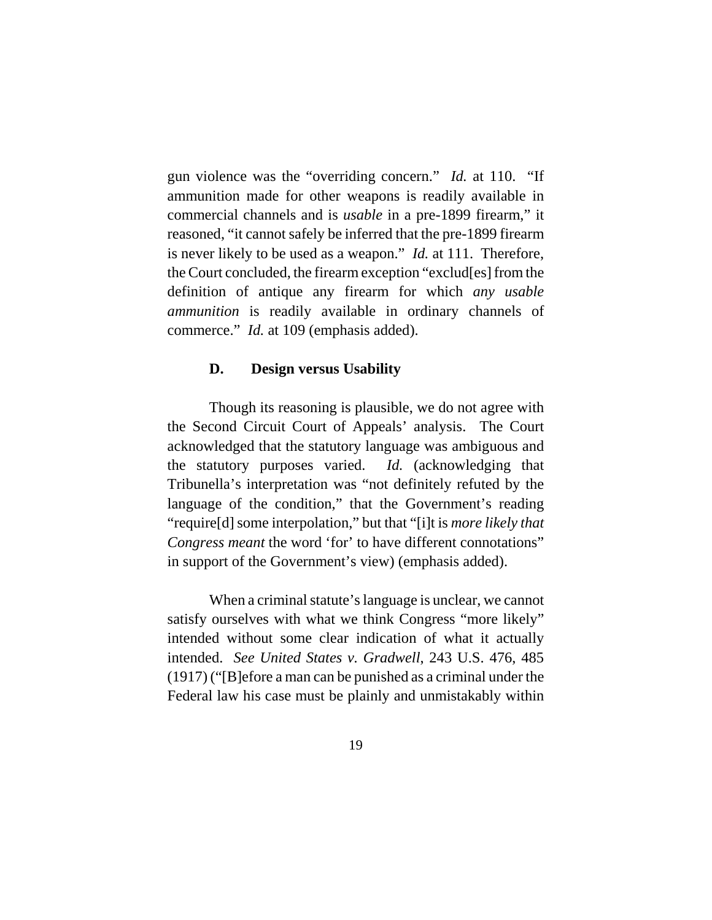gun violence was the "overriding concern." *Id.* at 110. "If ammunition made for other weapons is readily available in commercial channels and is *usable* in a pre-1899 firearm," it reasoned, "it cannot safely be inferred that the pre-1899 firearm is never likely to be used as a weapon." *Id.* at 111. Therefore, the Court concluded, the firearm exception "exclud[es] from the definition of antique any firearm for which *any usable ammunition* is readily available in ordinary channels of commerce." *Id.* at 109 (emphasis added).

### D. Design versus Usability

Though its reasoning is plausible, we do not agree with the Second Circuit Court of Appeals' analysis. The Court acknowledged that the statutory language was ambiguous and the statutory purposes varied. *Id.* (acknowledging that Tribunella's interpretation was "not definitely refuted by the language of the condition," that the Government's reading "require[d] some interpolation," but that "[i]t is *more likely that Congress meant* the word 'for' to have different connotations" in support of the Government's view) (emphasis added).

When a criminal statute's language is unclear, we cannot satisfy ourselves with what we think Congress "more likely" intended without some clear indication of what it actually intended. *See United States v. Gradwell*, 243 U.S. 476, 485 (1917) ("[B]efore a man can be punished as a criminal under the Federal law his case must be plainly and unmistakably within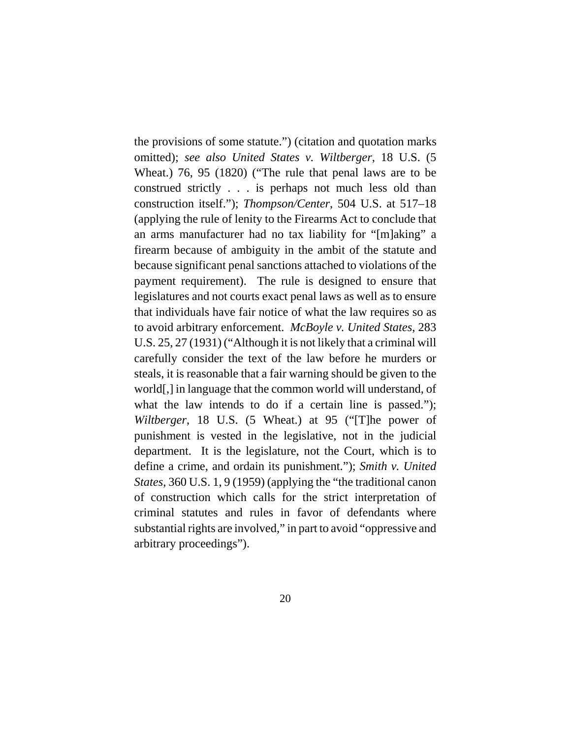the provisions of some statute.") (citation and quotation marks omitted); *see also United States v. Wiltberger*, 18 U.S. (5 Wheat.) 76, 95 (1820) ("The rule that penal laws are to be construed strictly . . . is perhaps not much less old than construction itself."); *Thompson/Center*, 504 U.S. at 517–18 (applying the rule of lenity to the Firearms Act to conclude that an arms manufacturer had no tax liability for "[m]aking" a firearm because of ambiguity in the ambit of the statute and because significant penal sanctions attached to violations of the payment requirement). The rule is designed to ensure that legislatures and not courts exact penal laws as well as to ensure that individuals have fair notice of what the law requires so as to avoid arbitrary enforcement. *McBoyle v. United States*, 283 U.S. 25, 27 (1931) ("Although it is not likely that a criminal will carefully consider the text of the law before he murders or steals, it is reasonable that a fair warning should be given to the world[,] in language that the common world will understand, of what the law intends to do if a certain line is passed."); *Wiltberger*, 18 U.S. (5 Wheat.) at 95 ("[T]he power of punishment is vested in the legislative, not in the judicial department. It is the legislature, not the Court, which is to define a crime, and ordain its punishment."); *Smith v. United States*, 360 U.S. 1, 9 (1959) (applying the "the traditional canon of construction which calls for the strict interpretation of criminal statutes and rules in favor of defendants where substantial rights are involved," in part to avoid "oppressive and arbitrary proceedings").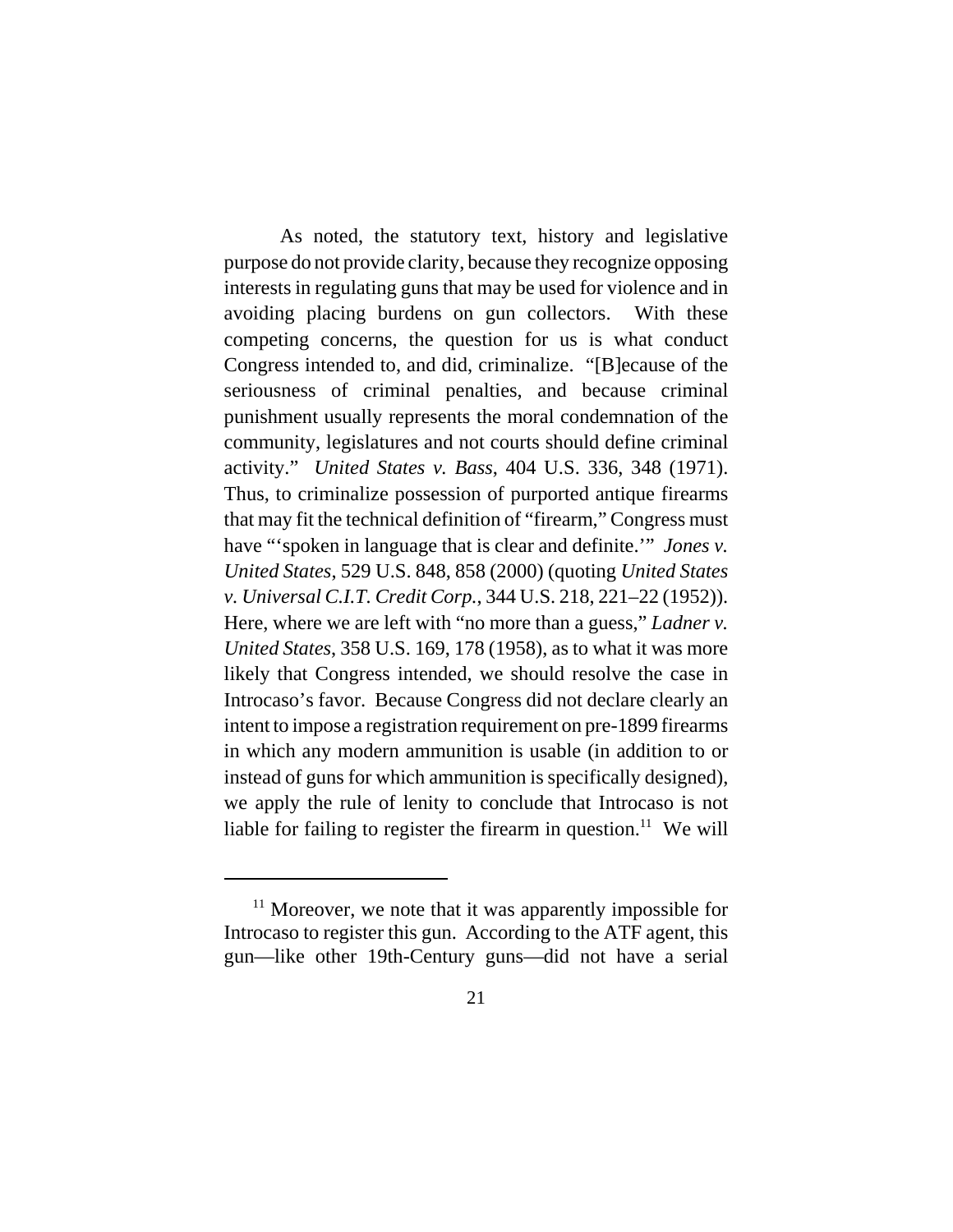As noted, the statutory text, history and legislative purpose do not provide clarity, because they recognize opposing interests in regulating guns that may be used for violence and in avoiding placing burdens on gun collectors. With these competing concerns, the question for us is what conduct Congress intended to, and did, criminalize. "[B]ecause of the seriousness of criminal penalties, and because criminal punishment usually represents the moral condemnation of the community, legislatures and not courts should define criminal activity." *United States v. Bass*, 404 U.S. 336, 348 (1971). Thus, to criminalize possession of purported antique firearms that may fit the technical definition of "firearm," Congress must have "'spoken in language that is clear and definite.'" *Jones v. United States*, 529 U.S. 848, 858 (2000) (quoting *United States v. Universal C.I.T. Credit Corp.*, 344 U.S. 218, 221–22 (1952)). Here, where we are left with "no more than a guess," *Ladner v. United States*, 358 U.S. 169, 178 (1958), as to what it was more likely that Congress intended, we should resolve the case in Introcaso's favor. Because Congress did not declare clearly an intent to impose a registration requirement on pre-1899 firearms in which any modern ammunition is usable (in addition to or instead of guns for which ammunition is specifically designed), we apply the rule of lenity to conclude that Introcaso is not liable for failing to register the firearm in question.[11] We will

---

[11] Moreover, we note that it was apparently impossible for Introcaso to register this gun. According to the ATF agent, this gun—like other 19th-Century guns—did not have a serial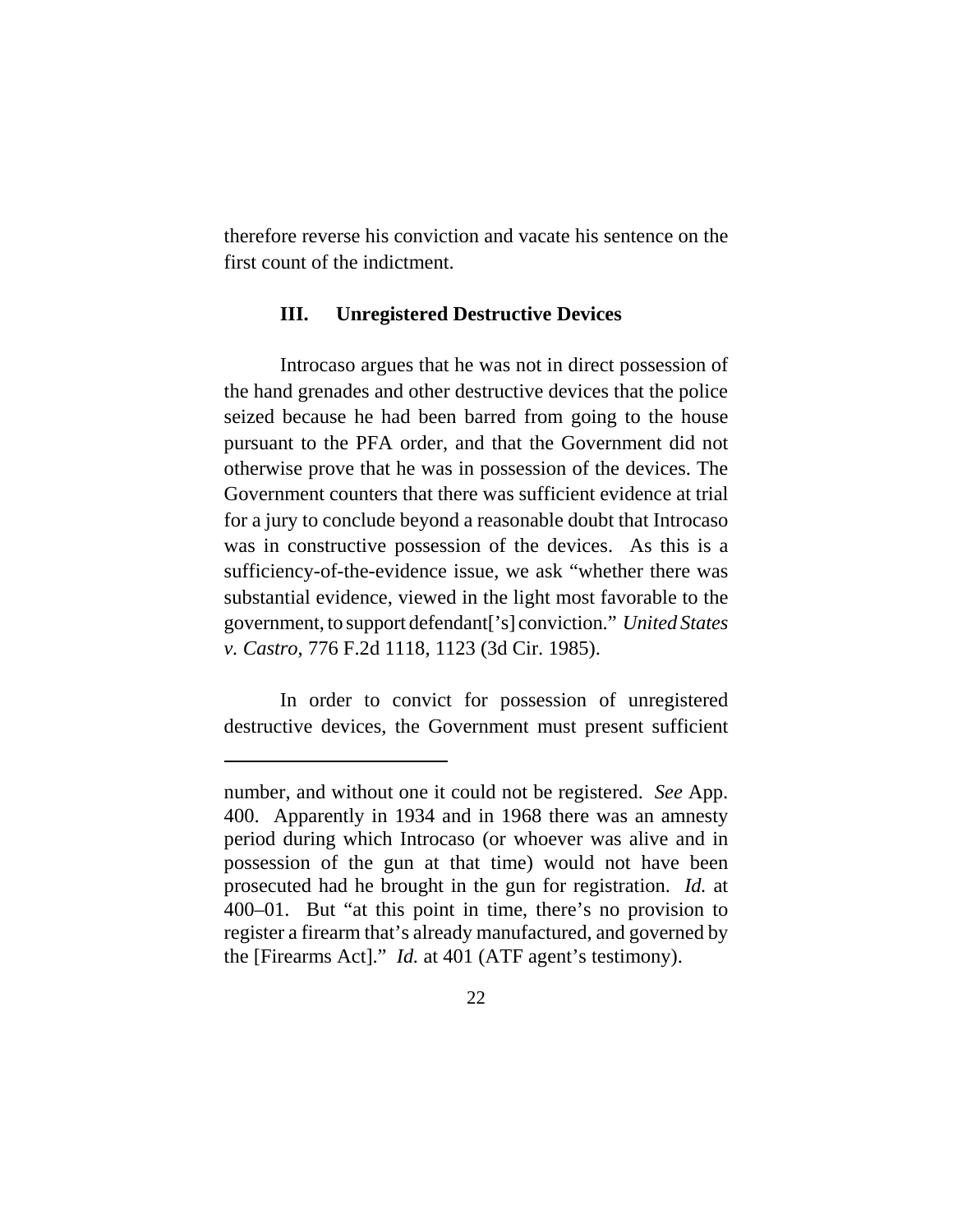therefore reverse his conviction and vacate his sentence on the first count of the indictment.

### III. Unregistered Destructive Devices

Introcaso argues that he was not in direct possession of the hand grenades and other destructive devices that the police seized because he had been barred from going to the house pursuant to the PFA order, and that the Government did not otherwise prove that he was in possession of the devices. The Government counters that there was sufficient evidence at trial for a jury to conclude beyond a reasonable doubt that Introcaso was in constructive possession of the devices. As this is a sufficiency-of-the-evidence issue, we ask "whether there was substantial evidence, viewed in the light most favorable to the government, to support defendant['s] conviction." *United States v. Castro*, 776 F.2d 1118, 1123 (3d Cir. 1985).

In order to convict for possession of unregistered destructive devices, the Government must present sufficient

---

number, and without one it could not be registered. *See* App. 400. Apparently in 1934 and in 1968 there was an amnesty period during which Introcaso (or whoever was alive and in possession of the gun at that time) would not have been prosecuted had he brought in the gun for registration. *Id.* at 400–01. But "at this point in time, there's no provision to register a firearm that's already manufactured, and governed by the [Firearms Act]." *Id.* at 401 (ATF agent's testimony).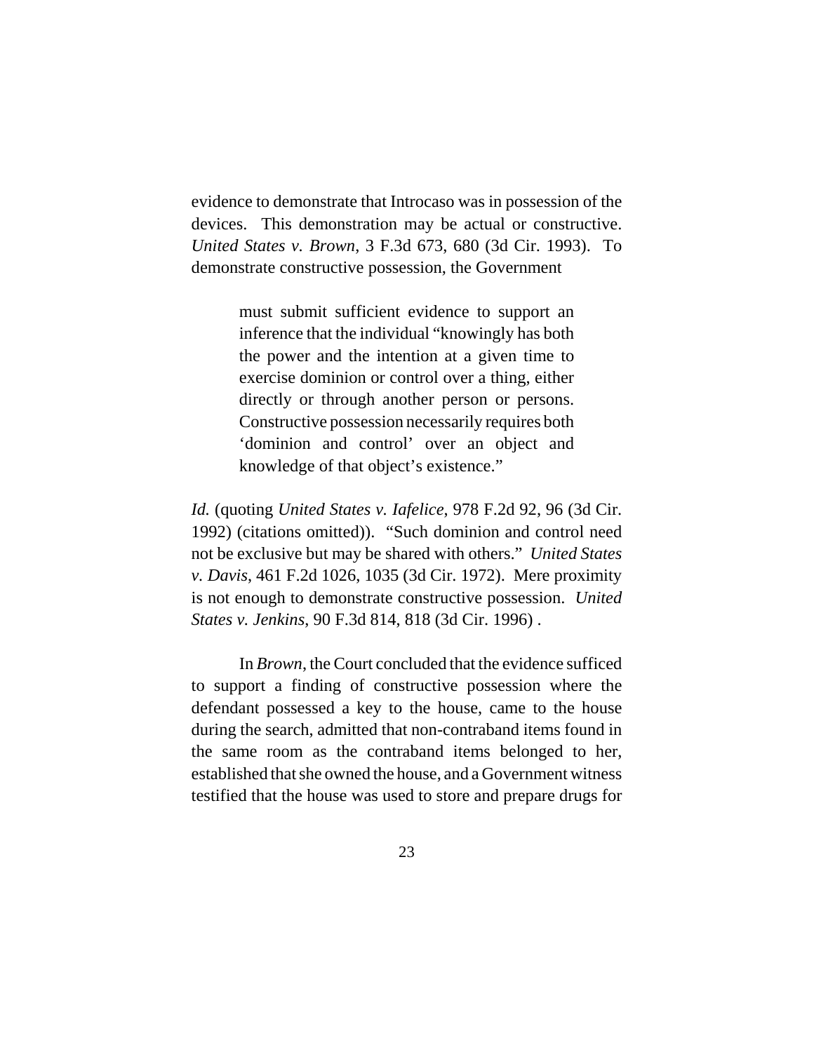evidence to demonstrate that Introcaso was in possession of the devices. This demonstration may be actual or constructive. *United States v. Brown*, 3 F.3d 673, 680 (3d Cir. 1993). To demonstrate constructive possession, the Government

> must submit sufficient evidence to support an inference that the individual "knowingly has both the power and the intention at a given time to exercise dominion or control over a thing, either directly or through another person or persons. Constructive possession necessarily requires both 'dominion and control' over an object and knowledge of that object's existence."

*Id.* (quoting *United States v. Iafelice*, 978 F.2d 92, 96 (3d Cir. 1992) (citations omitted)). "Such dominion and control need not be exclusive but may be shared with others." *United States v. Davis*, 461 F.2d 1026, 1035 (3d Cir. 1972). Mere proximity is not enough to demonstrate constructive possession. *United States v. Jenkins*, 90 F.3d 814, 818 (3d Cir. 1996) .

In *Brown*, the Court concluded that the evidence sufficed to support a finding of constructive possession where the defendant possessed a key to the house, came to the house during the search, admitted that non-contraband items found in the same room as the contraband items belonged to her, established that she owned the house, and a Government witness testified that the house was used to store and prepare drugs for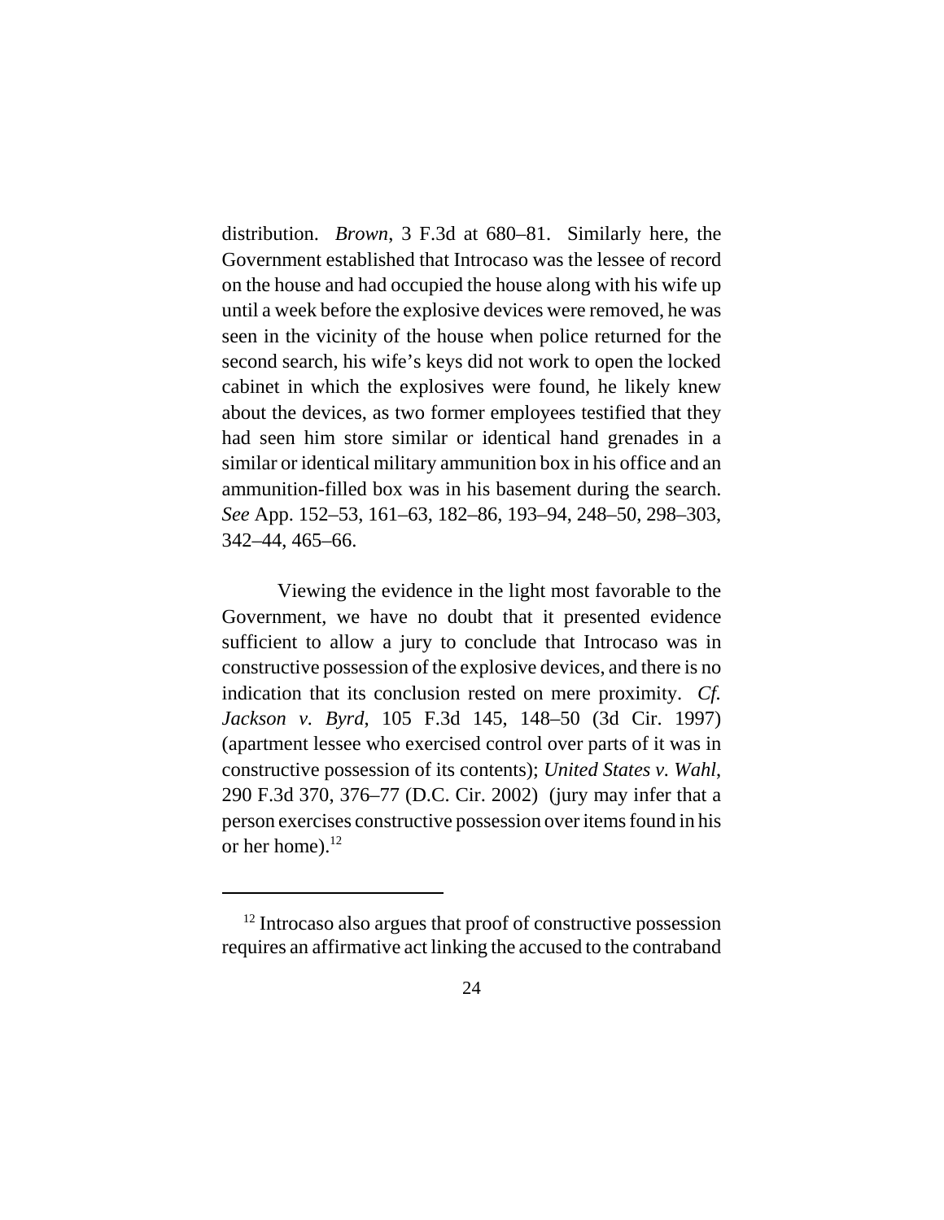distribution. *Brown*, 3 F.3d at 680–81. Similarly here, the Government established that Introcaso was the lessee of record on the house and had occupied the house along with his wife up until a week before the explosive devices were removed, he was seen in the vicinity of the house when police returned for the second search, his wife's keys did not work to open the locked cabinet in which the explosives were found, he likely knew about the devices, as two former employees testified that they had seen him store similar or identical hand grenades in a similar or identical military ammunition box in his office and an ammunition-filled box was in his basement during the search. *See* App. 152–53, 161–63, 182–86, 193–94, 248–50, 298–303, 342–44, 465–66.

Viewing the evidence in the light most favorable to the Government, we have no doubt that it presented evidence sufficient to allow a jury to conclude that Introcaso was in constructive possession of the explosive devices, and there is no indication that its conclusion rested on mere proximity. *Cf. Jackson v. Byrd*, 105 F.3d 145, 148–50 (3d Cir. 1997) (apartment lessee who exercised control over parts of it was in constructive possession of its contents); *United States v. Wahl*, 290 F.3d 370, 376–77 (D.C. Cir. 2002) (jury may infer that a person exercises constructive possession over items found in his or her home).[12]

---

[12] Introcaso also argues that proof of constructive possession requires an affirmative act linking the accused to the contraband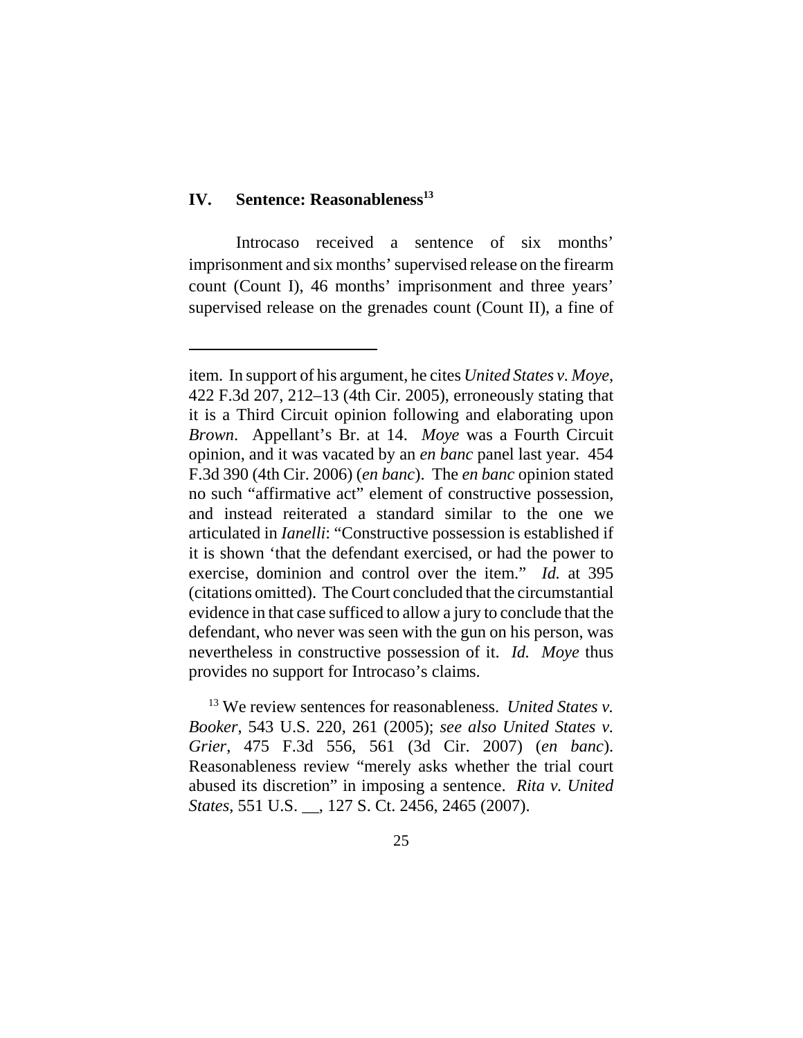## IV. Sentence: Reasonableness[13]

Introcaso received a sentence of six months' imprisonment and six months' supervised release on the firearm count (Count I), 46 months' imprisonment and three years' supervised release on the grenades count (Count II), a fine of

---

item. In support of his argument, he cites *United States v. Moye*, 422 F.3d 207, 212–13 (4th Cir. 2005), erroneously stating that it is a Third Circuit opinion following and elaborating upon *Brown*. Appellant's Br. at 14. *Moye* was a Fourth Circuit opinion, and it was vacated by an *en banc* panel last year. 454 F.3d 390 (4th Cir. 2006) (*en banc*). The *en banc* opinion stated no such "affirmative act" element of constructive possession, and instead reiterated a standard similar to the one we articulated in *Ianelli*: "Constructive possession is established if it is shown 'that the defendant exercised, or had the power to exercise, dominion and control over the item." *Id.* at 395 (citations omitted). The Court concluded that the circumstantial evidence in that case sufficed to allow a jury to conclude that the defendant, who never was seen with the gun on his person, was nevertheless in constructive possession of it. *Id. Moye* thus provides no support for Introcaso's claims.

[13] We review sentences for reasonableness. *United States v. Booker*, 543 U.S. 220, 261 (2005); *see also United States v. Grier*, 475 F.3d 556, 561 (3d Cir. 2007) (*en banc*). Reasonableness review "merely asks whether the trial court abused its discretion" in imposing a sentence. *Rita v. United States*, 551 U.S. __, 127 S. Ct. 2456, 2465 (2007).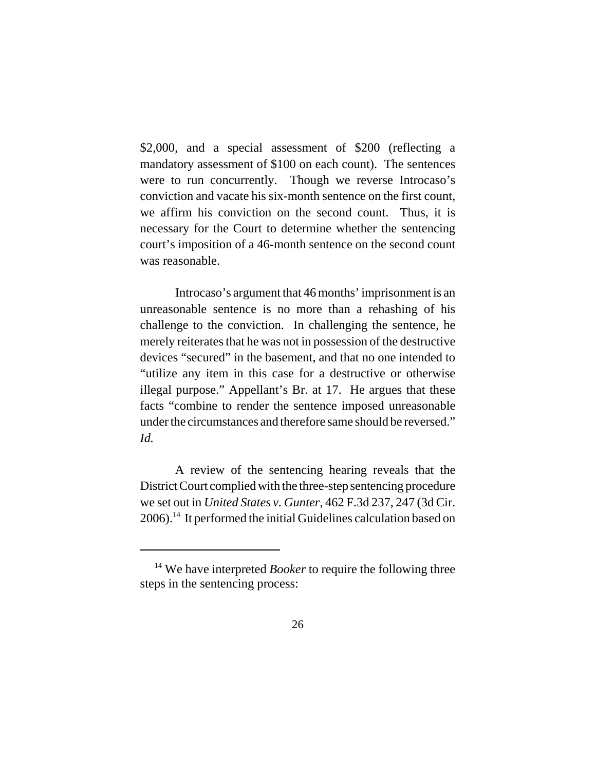$2,000, and a special assessment of $200 (reflecting a mandatory assessment of $100 on each count). The sentences were to run concurrently. Though we reverse Introcaso's conviction and vacate his six-month sentence on the first count, we affirm his conviction on the second count. Thus, it is necessary for the Court to determine whether the sentencing court's imposition of a 46-month sentence on the second count was reasonable.

Introcaso's argument that 46 months' imprisonment is an unreasonable sentence is no more than a rehashing of his challenge to the conviction. In challenging the sentence, he merely reiterates that he was not in possession of the destructive devices "secured" in the basement, and that no one intended to "utilize any item in this case for a destructive or otherwise illegal purpose." Appellant's Br. at 17. He argues that these facts "combine to render the sentence imposed unreasonable under the circumstances and therefore same should be reversed." *Id.*

A review of the sentencing hearing reveals that the District Court complied with the three-step sentencing procedure we set out in *United States v. Gunter*, 462 F.3d 237, 247 (3d Cir. 2006).[14] It performed the initial Guidelines calculation based on

[14] We have interpreted *Booker* to require the following three steps in the sentencing process: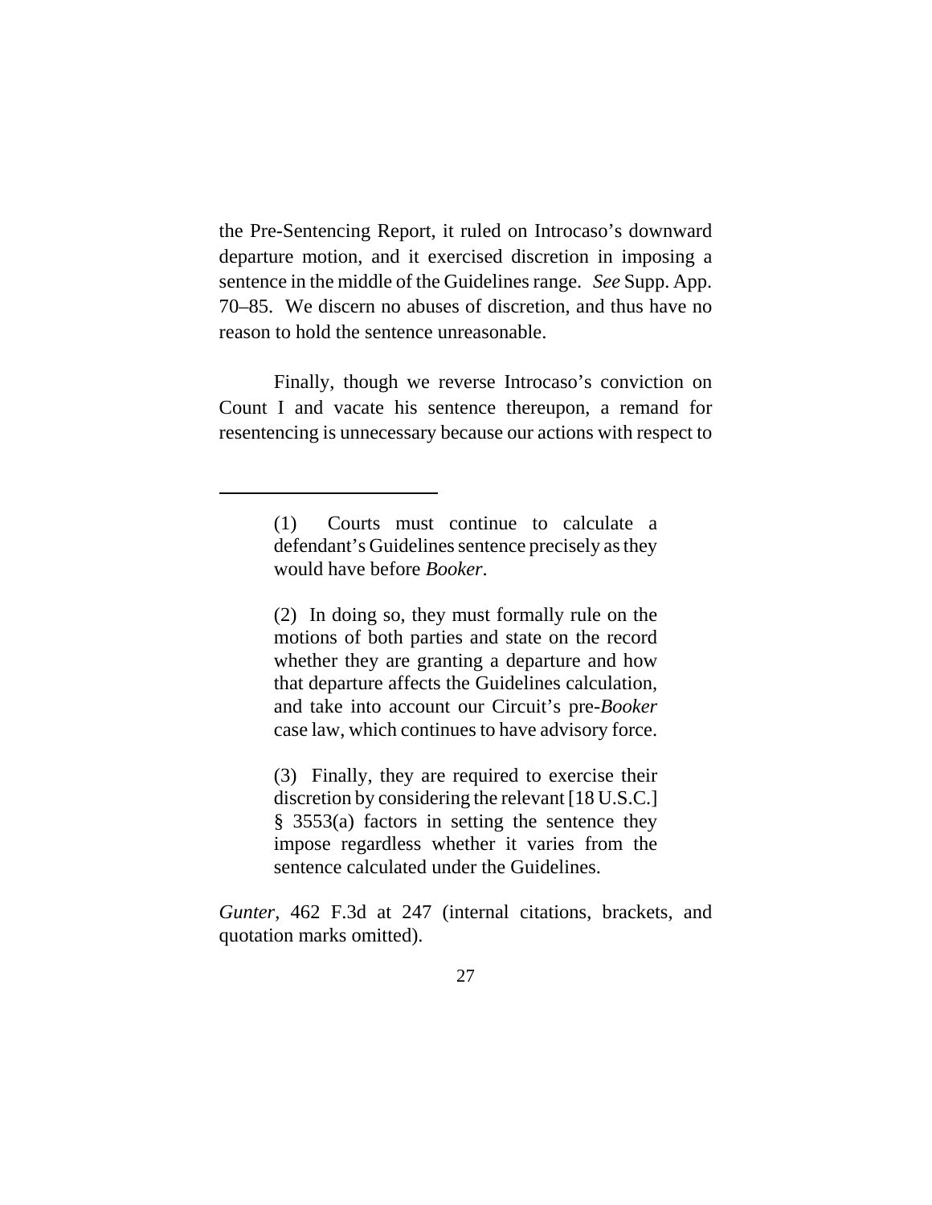the Pre-Sentencing Report, it ruled on Introcaso's downward departure motion, and it exercised discretion in imposing a sentence in the middle of the Guidelines range. *See* Supp. App. 70–85. We discern no abuses of discretion, and thus have no reason to hold the sentence unreasonable.

Finally, though we reverse Introcaso's conviction on Count I and vacate his sentence thereupon, a remand for resentencing is unnecessary because our actions with respect to

---

> (1) Courts must continue to calculate a defendant's Guidelines sentence precisely as they would have before *Booker*.
>
> (2) In doing so, they must formally rule on the motions of both parties and state on the record whether they are granting a departure and how that departure affects the Guidelines calculation, and take into account our Circuit's pre-*Booker* case law, which continues to have advisory force.
>
> (3) Finally, they are required to exercise their discretion by considering the relevant [18 U.S.C.] § 3553(a) factors in setting the sentence they impose regardless whether it varies from the sentence calculated under the Guidelines.

*Gunter*, 462 F.3d at 247 (internal citations, brackets, and quotation marks omitted).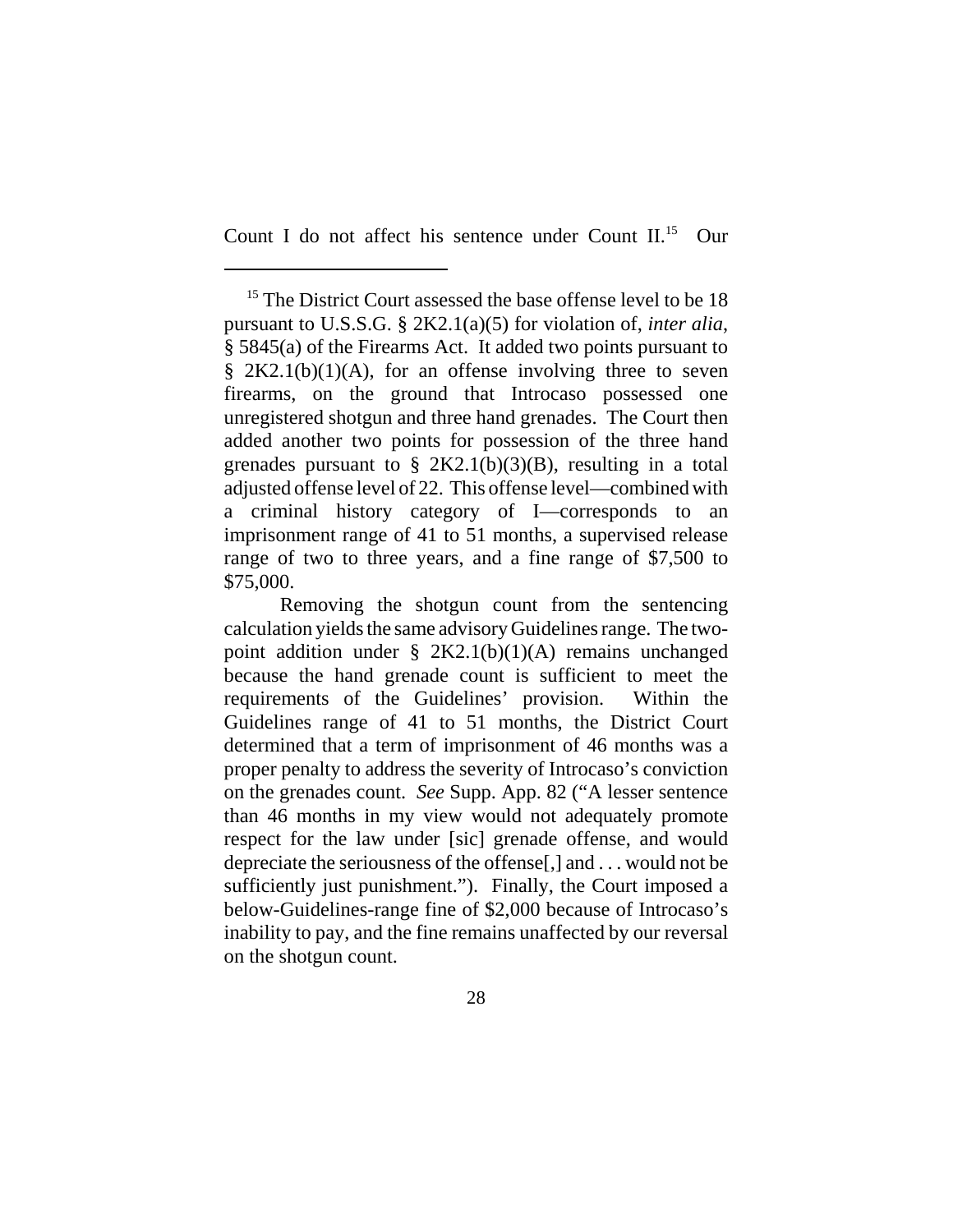Count I do not affect his sentence under Count II.[15] Our

---

[15] The District Court assessed the base offense level to be 18 pursuant to U.S.S.G. § 2K2.1(a)(5) for violation of, *inter alia*, § 5845(a) of the Firearms Act. It added two points pursuant to § 2K2.1(b)(1)(A), for an offense involving three to seven firearms, on the ground that Introcaso possessed one unregistered shotgun and three hand grenades. The Court then added another two points for possession of the three hand grenades pursuant to § 2K2.1(b)(3)(B), resulting in a total adjusted offense level of 22. This offense level—combined with a criminal history category of I—corresponds to an imprisonment range of 41 to 51 months, a supervised release range of two to three years, and a fine range of $7,500 to $75,000.

Removing the shotgun count from the sentencing calculation yields the same advisory Guidelines range. The two-point addition under § 2K2.1(b)(1)(A) remains unchanged because the hand grenade count is sufficient to meet the requirements of the Guidelines' provision. Within the Guidelines range of 41 to 51 months, the District Court determined that a term of imprisonment of 46 months was a proper penalty to address the severity of Introcaso's conviction on the grenades count. *See* Supp. App. 82 ("A lesser sentence than 46 months in my view would not adequately promote respect for the law under [sic] grenade offense, and would depreciate the seriousness of the offense[,] and . . . would not be sufficiently just punishment."). Finally, the Court imposed a below-Guidelines-range fine of $2,000 because of Introcaso's inability to pay, and the fine remains unaffected by our reversal on the shotgun count.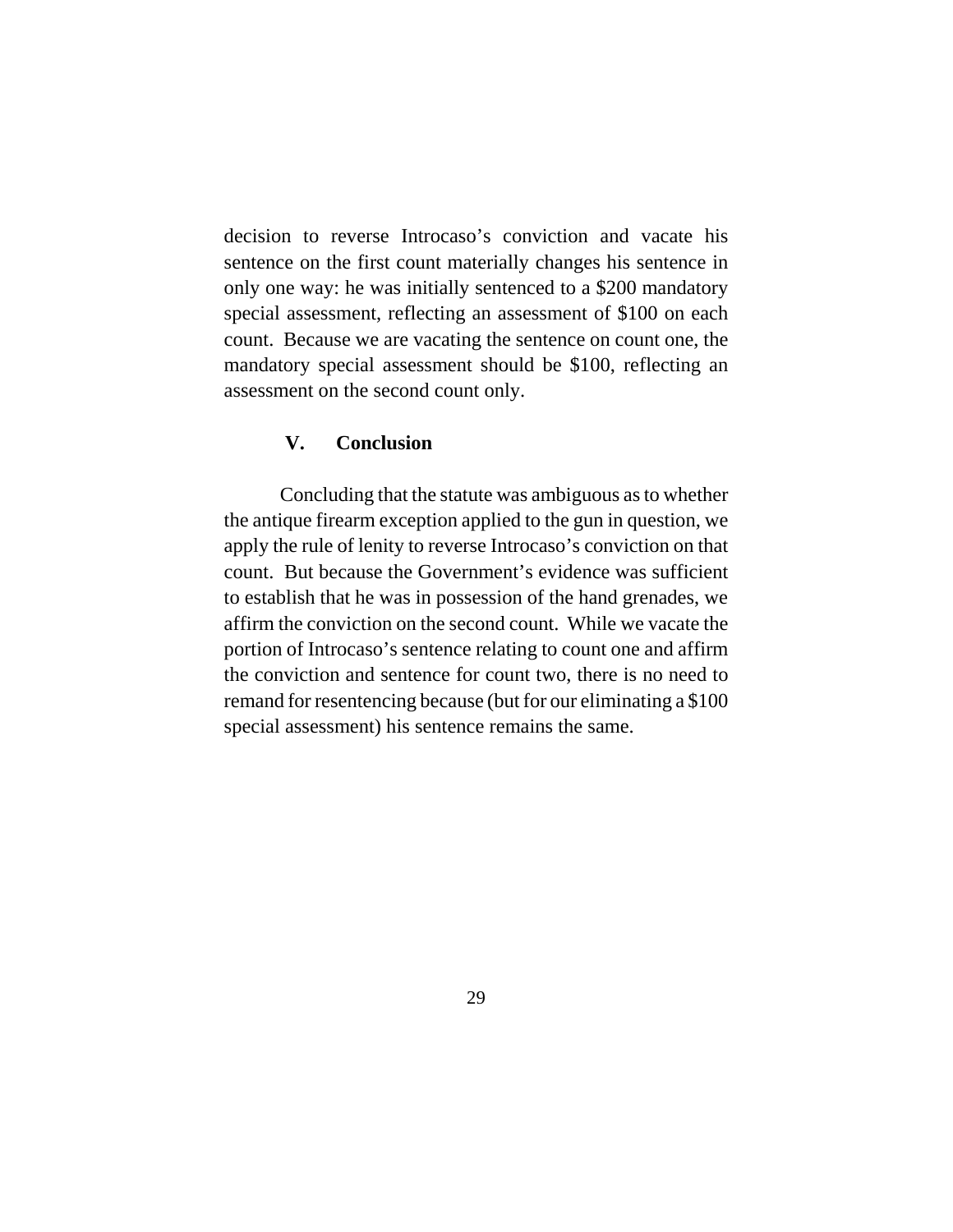decision to reverse Introcaso's conviction and vacate his sentence on the first count materially changes his sentence in only one way: he was initially sentenced to a $200 mandatory special assessment, reflecting an assessment of $100 on each count. Because we are vacating the sentence on count one, the mandatory special assessment should be $100, reflecting an assessment on the second count only.

## V. Conclusion

Concluding that the statute was ambiguous as to whether the antique firearm exception applied to the gun in question, we apply the rule of lenity to reverse Introcaso's conviction on that count. But because the Government's evidence was sufficient to establish that he was in possession of the hand grenades, we affirm the conviction on the second count. While we vacate the portion of Introcaso's sentence relating to count one and affirm the conviction and sentence for count two, there is no need to remand for resentencing because (but for our eliminating a $100 special assessment) his sentence remains the same.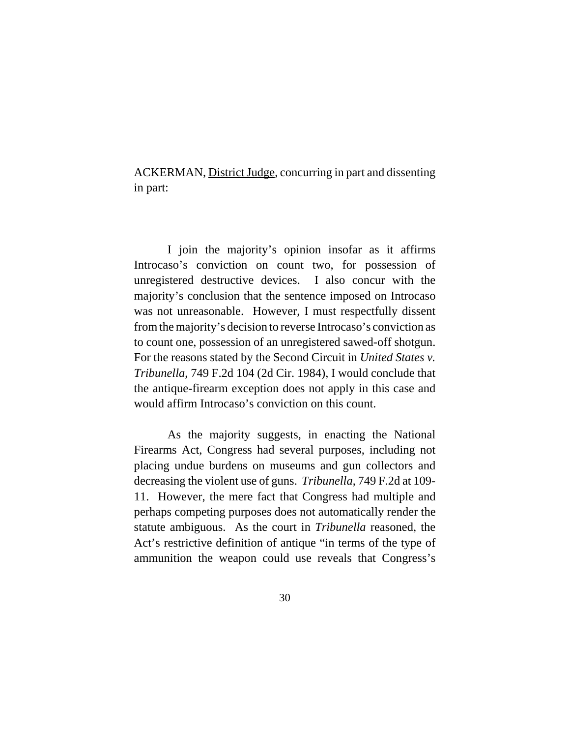ACKERMAN, <u>District Judge</u>, concurring in part and dissenting in part:

I join the majority's opinion insofar as it affirms Introcaso's conviction on count two, for possession of unregistered destructive devices. I also concur with the majority's conclusion that the sentence imposed on Introcaso was not unreasonable. However, I must respectfully dissent from the majority's decision to reverse Introcaso's conviction as to count one, possession of an unregistered sawed-off shotgun. For the reasons stated by the Second Circuit in *United States v. Tribunella*, 749 F.2d 104 (2d Cir. 1984), I would conclude that the antique-firearm exception does not apply in this case and would affirm Introcaso's conviction on this count.

As the majority suggests, in enacting the National Firearms Act, Congress had several purposes, including not placing undue burdens on museums and gun collectors and decreasing the violent use of guns. *Tribunella*, 749 F.2d at 109-11. However, the mere fact that Congress had multiple and perhaps competing purposes does not automatically render the statute ambiguous. As the court in *Tribunella* reasoned, the Act's restrictive definition of antique "in terms of the type of ammunition the weapon could use reveals that Congress's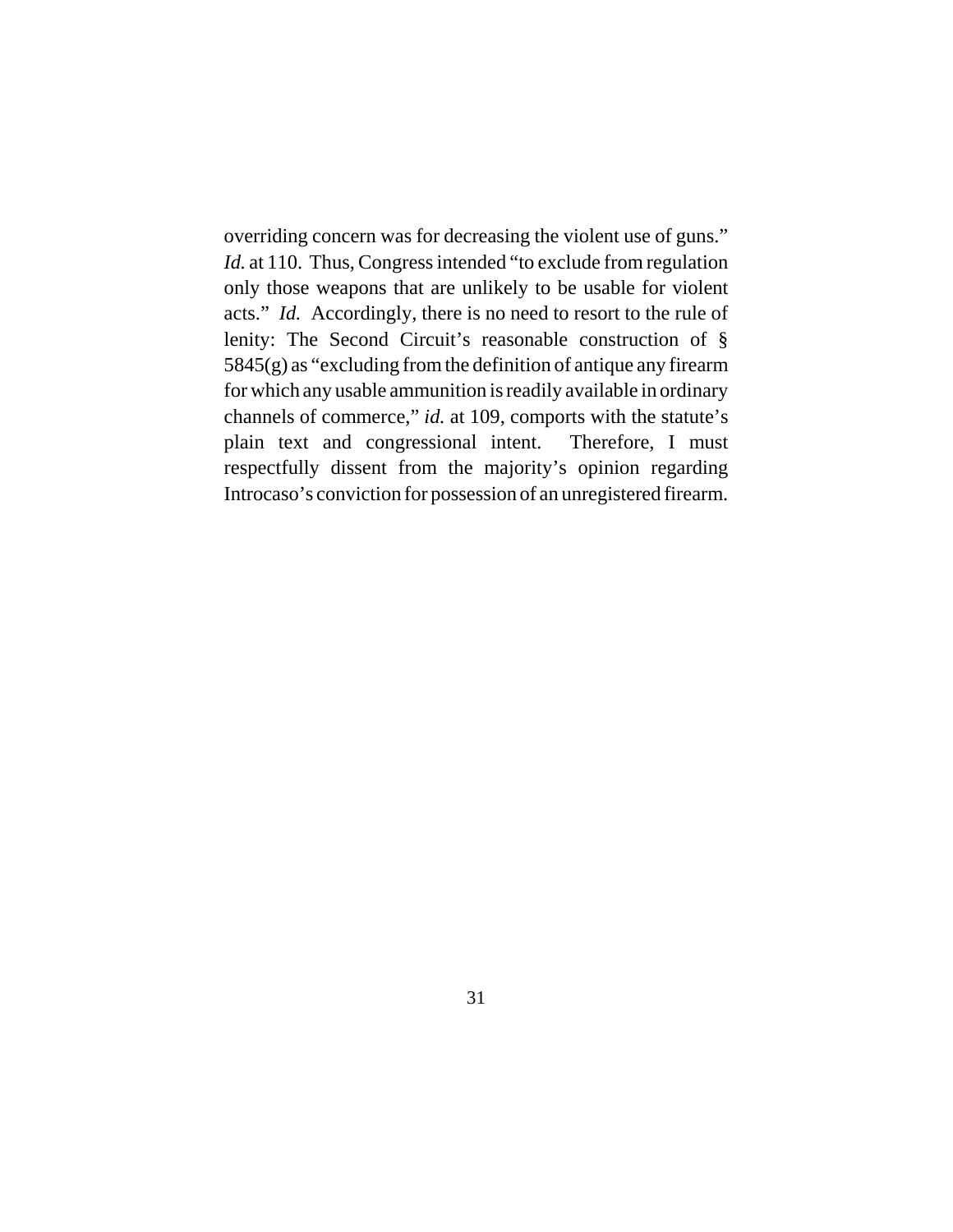overriding concern was for decreasing the violent use of guns." *Id.* at 110. Thus, Congress intended "to exclude from regulation only those weapons that are unlikely to be usable for violent acts." *Id.* Accordingly, there is no need to resort to the rule of lenity: The Second Circuit's reasonable construction of § 5845(g) as "excluding from the definition of antique any firearm for which any usable ammunition is readily available in ordinary channels of commerce," *id.* at 109, comports with the statute's plain text and congressional intent. Therefore, I must respectfully dissent from the majority's opinion regarding Introcaso's conviction for possession of an unregistered firearm.